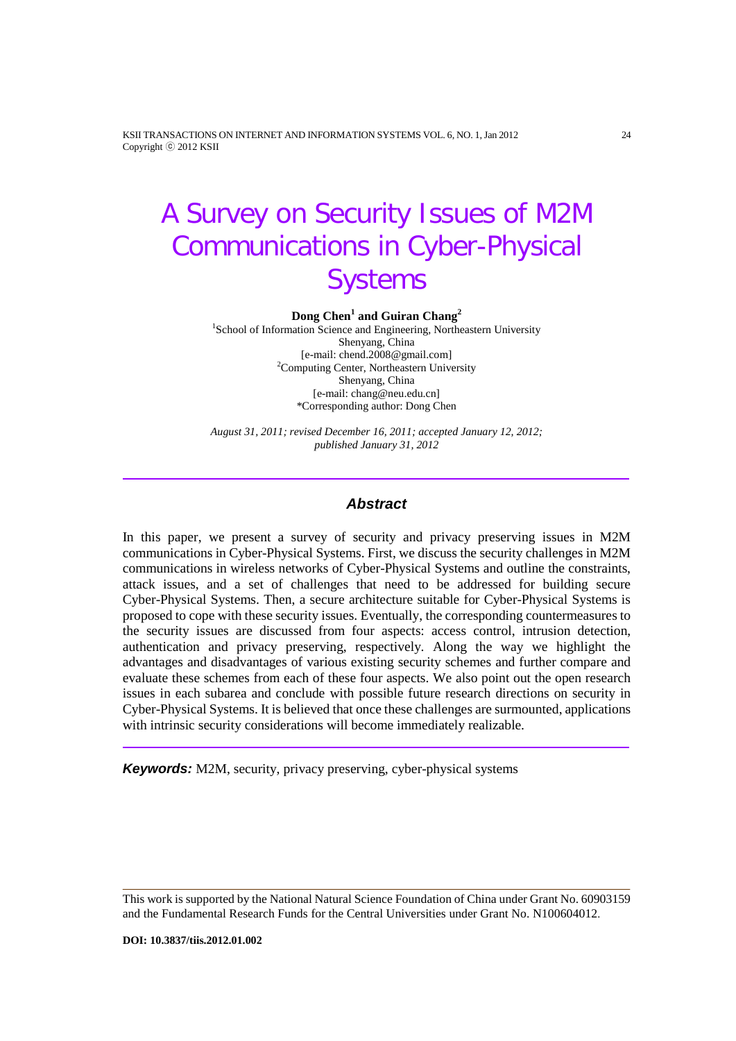# A Survey on Security Issues of M2M Communications in Cyber-Physical Systems

**Dong Chen[1] and Guiran Chang[2]**

[1]School of Information Science and Engineering, Northeastern University
Shenyang, China
[e-mail: chend.2008@gmail.com]
[2]Computing Center, Northeastern University
Shenyang, China
[e-mail: chang@neu.edu.cn]
*Corresponding author: Dong Chen

*August 31, 2011; revised December 16, 2011; accepted January 12, 2012; published January 31, 2012*

---

### *Abstract*

In this paper, we present a survey of security and privacy preserving issues in M2M communications in Cyber-Physical Systems. First, we discuss the security challenges in M2M communications in wireless networks of Cyber-Physical Systems and outline the constraints, attack issues, and a set of challenges that need to be addressed for building secure Cyber-Physical Systems. Then, a secure architecture suitable for Cyber-Physical Systems is proposed to cope with these security issues. Eventually, the corresponding countermeasures to the security issues are discussed from four aspects: access control, intrusion detection, authentication and privacy preserving, respectively. Along the way we highlight the advantages and disadvantages of various existing security schemes and further compare and evaluate these schemes from each of these four aspects. We also point out the open research issues in each subarea and conclude with possible future research directions on security in Cyber-Physical Systems. It is believed that once these challenges are surmounted, applications with intrinsic security considerations will become immediately realizable.

---

***Keywords:*** M2M, security, privacy preserving, cyber-physical systems

---

This work is supported by the National Natural Science Foundation of China under Grant No. 60903159 and the Fundamental Research Funds for the Central Universities under Grant No. N100604012.

**DOI: 10.3837/tiis.2012.01.002**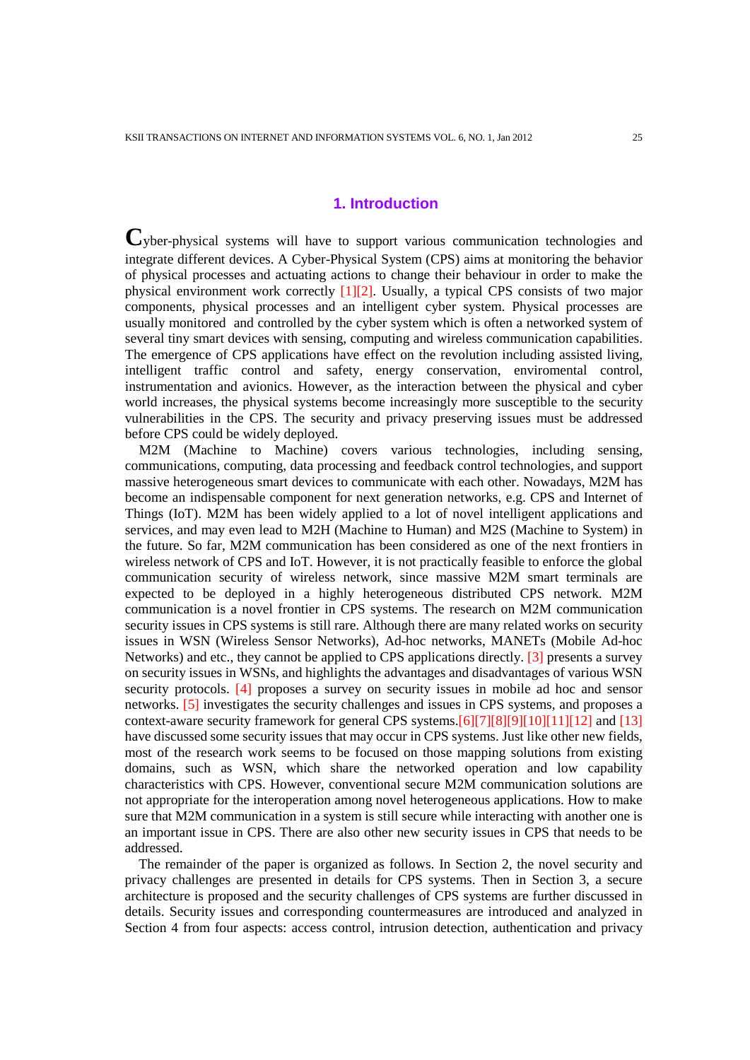## 1. Introduction

Cyber-physical systems will have to support various communication technologies and integrate different devices. A Cyber-Physical System (CPS) aims at monitoring the behavior of physical processes and actuating actions to change their behaviour in order to make the physical environment work correctly [1][2]. Usually, a typical CPS consists of two major components, physical processes and an intelligent cyber system. Physical processes are usually monitored and controlled by the cyber system which is often a networked system of several tiny smart devices with sensing, computing and wireless communication capabilities. The emergence of CPS applications have effect on the revolution including assisted living, intelligent traffic control and safety, energy conservation, enviromental control, instrumentation and avionics. However, as the interaction between the physical and cyber world increases, the physical systems become increasingly more susceptible to the security vulnerabilities in the CPS. The security and privacy preserving issues must be addressed before CPS could be widely deployed.

M2M (Machine to Machine) covers various technologies, including sensing, communications, computing, data processing and feedback control technologies, and support massive heterogeneous smart devices to communicate with each other. Nowadays, M2M has become an indispensable component for next generation networks, e.g. CPS and Internet of Things (IoT). M2M has been widely applied to a lot of novel intelligent applications and services, and may even lead to M2H (Machine to Human) and M2S (Machine to System) in the future. So far, M2M communication has been considered as one of the next frontiers in wireless network of CPS and IoT. However, it is not practically feasible to enforce the global communication security of wireless network, since massive M2M smart terminals are expected to be deployed in a highly heterogeneous distributed CPS network. M2M communication is a novel frontier in CPS systems. The research on M2M communication security issues in CPS systems is still rare. Although there are many related works on security issues in WSN (Wireless Sensor Networks), Ad-hoc networks, MANETs (Mobile Ad-hoc Networks) and etc., they cannot be applied to CPS applications directly. [3] presents a survey on security issues in WSNs, and highlights the advantages and disadvantages of various WSN security protocols. [4] proposes a survey on security issues in mobile ad hoc and sensor networks. [5] investigates the security challenges and issues in CPS systems, and proposes a context-aware security framework for general CPS systems.[6][7][8][9][10][11][12] and [13] have discussed some security issues that may occur in CPS systems. Just like other new fields, most of the research work seems to be focused on those mapping solutions from existing domains, such as WSN, which share the networked operation and low capability characteristics with CPS. However, conventional secure M2M communication solutions are not appropriate for the interoperation among novel heterogeneous applications. How to make sure that M2M communication in a system is still secure while interacting with another one is an important issue in CPS. There are also other new security issues in CPS that needs to be addressed.

The remainder of the paper is organized as follows. In Section 2, the novel security and privacy challenges are presented in details for CPS systems. Then in Section 3, a secure architecture is proposed and the security challenges of CPS systems are further discussed in details. Security issues and corresponding countermeasures are introduced and analyzed in Section 4 from four aspects: access control, intrusion detection, authentication and privacy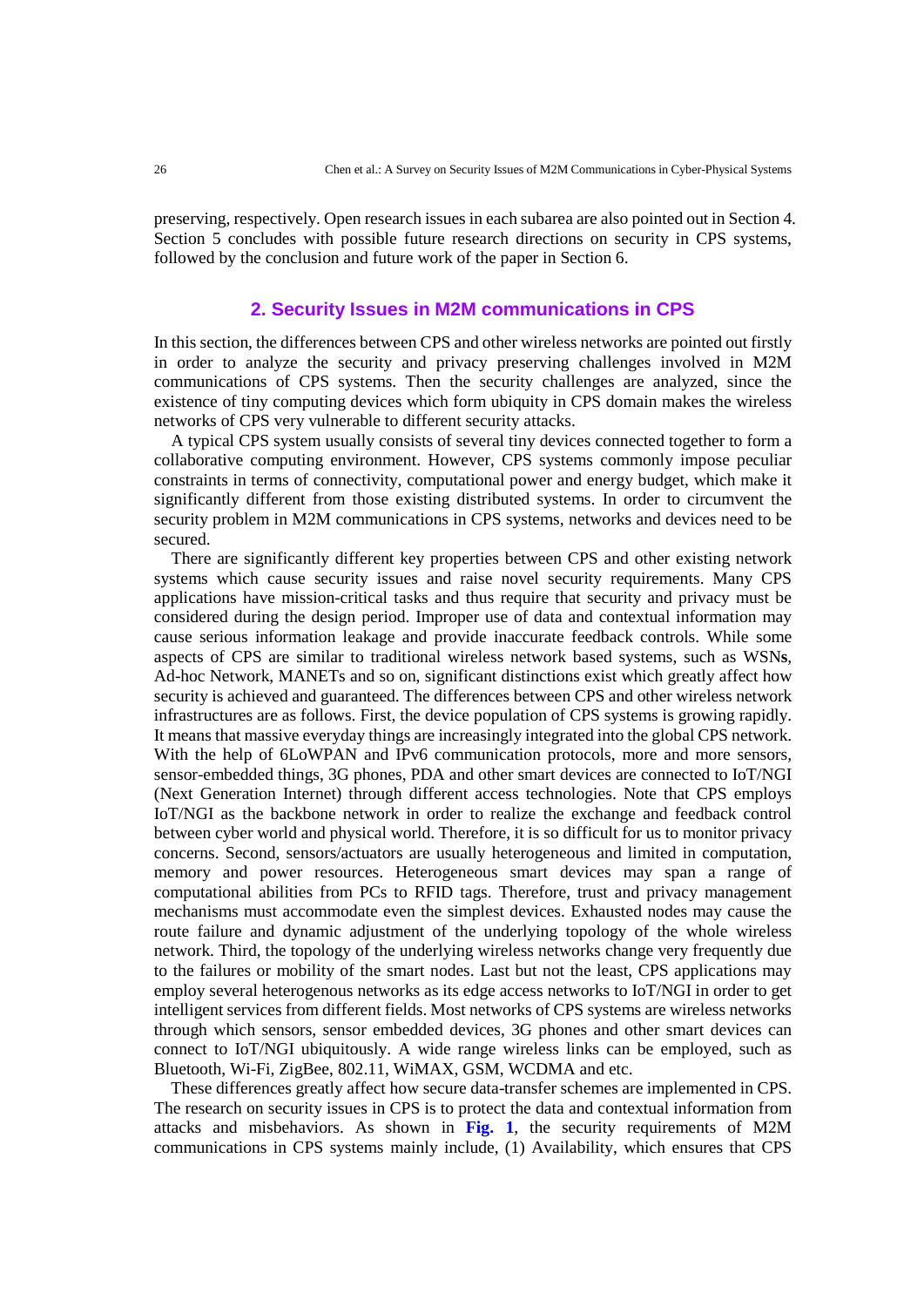preserving, respectively. Open research issues in each subarea are also pointed out in Section 4. Section 5 concludes with possible future research directions on security in CPS systems, followed by the conclusion and future work of the paper in Section 6.

## 2. Security Issues in M2M communications in CPS

In this section, the differences between CPS and other wireless networks are pointed out firstly in order to analyze the security and privacy preserving challenges involved in M2M communications of CPS systems. Then the security challenges are analyzed, since the existence of tiny computing devices which form ubiquity in CPS domain makes the wireless networks of CPS very vulnerable to different security attacks.

A typical CPS system usually consists of several tiny devices connected together to form a collaborative computing environment. However, CPS systems commonly impose peculiar constraints in terms of connectivity, computational power and energy budget, which make it significantly different from those existing distributed systems. In order to circumvent the security problem in M2M communications in CPS systems, networks and devices need to be secured.

There are significantly different key properties between CPS and other existing network systems which cause security issues and raise novel security requirements. Many CPS applications have mission-critical tasks and thus require that security and privacy must be considered during the design period. Improper use of data and contextual information may cause serious information leakage and provide inaccurate feedback controls. While some aspects of CPS are similar to traditional wireless network based systems, such as WSN**s**, Ad-hoc Network, MANETs and so on, significant distinctions exist which greatly affect how security is achieved and guaranteed. The differences between CPS and other wireless network infrastructures are as follows. First, the device population of CPS systems is growing rapidly. It means that massive everyday things are increasingly integrated into the global CPS network. With the help of 6LoWPAN and IPv6 communication protocols, more and more sensors, sensor-embedded things, 3G phones, PDA and other smart devices are connected to IoT/NGI (Next Generation Internet) through different access technologies. Note that CPS employs IoT/NGI as the backbone network in order to realize the exchange and feedback control between cyber world and physical world. Therefore, it is so difficult for us to monitor privacy concerns. Second, sensors/actuators are usually heterogeneous and limited in computation, memory and power resources. Heterogeneous smart devices may span a range of computational abilities from PCs to RFID tags. Therefore, trust and privacy management mechanisms must accommodate even the simplest devices. Exhausted nodes may cause the route failure and dynamic adjustment of the underlying topology of the whole wireless network. Third, the topology of the underlying wireless networks change very frequently due to the failures or mobility of the smart nodes. Last but not the least, CPS applications may employ several heterogenous networks as its edge access networks to IoT/NGI in order to get intelligent services from different fields. Most networks of CPS systems are wireless networks through which sensors, sensor embedded devices, 3G phones and other smart devices can connect to IoT/NGI ubiquitously. A wide range wireless links can be employed, such as Bluetooth, Wi-Fi, ZigBee, 802.11, WiMAX, GSM, WCDMA and etc.

These differences greatly affect how secure data-transfer schemes are implemented in CPS. The research on security issues in CPS is to protect the data and contextual information from attacks and misbehaviors. As shown in **Fig. 1**, the security requirements of M2M communications in CPS systems mainly include, (1) Availability, which ensures that CPS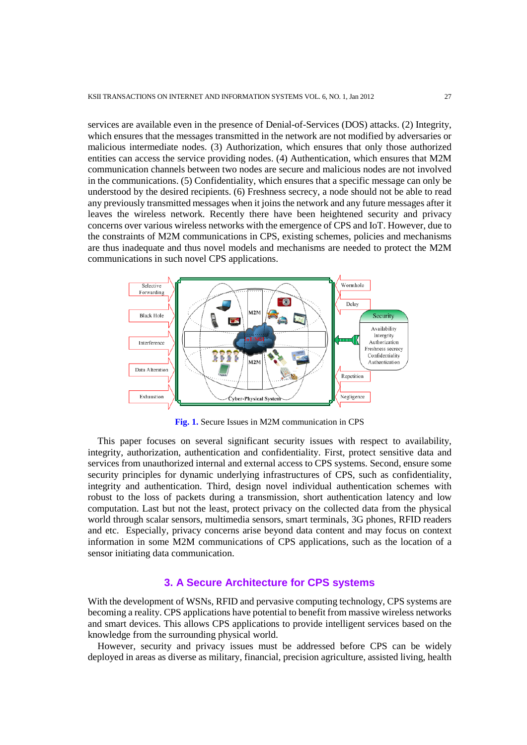services are available even in the presence of Denial-of-Services (DOS) attacks. (2) Integrity, which ensures that the messages transmitted in the network are not modified by adversaries or malicious intermediate nodes. (3) Authorization, which ensures that only those authorized entities can access the service providing nodes. (4) Authentication, which ensures that M2M communication channels between two nodes are secure and malicious nodes are not involved in the communications. (5) Confidentiality, which ensures that a specific message can only be understood by the desired recipients. (6) Freshness secrecy, a node should not be able to read any previously transmitted messages when it joins the network and any future messages after it leaves the wireless network. Recently there have been heightened security and privacy concerns over various wireless networks with the emergence of CPS and IoT. However, due to the constraints of M2M communications in CPS, existing schemes, policies and mechanisms are thus inadequate and thus novel models and mechanisms are needed to protect the M2M communications in such novel CPS applications.

**Fig. 1.** Secure Issues in M2M communication in CPS

This paper focuses on several significant security issues with respect to availability, integrity, authorization, authentication and confidentiality. First, protect sensitive data and services from unauthorized internal and external access to CPS systems. Second, ensure some security principles for dynamic underlying infrastructures of CPS, such as confidentiality, integrity and authentication. Third, design novel individual authentication schemes with robust to the loss of packets during a transmission, short authentication latency and low computation. Last but not the least, protect privacy on the collected data from the physical world through scalar sensors, multimedia sensors, smart terminals, 3G phones, RFID readers and etc. Especially, privacy concerns arise beyond data content and may focus on context information in some M2M communications of CPS applications, such as the location of a sensor initiating data communication.

## 3. A Secure Architecture for CPS systems

With the development of WSNs, RFID and pervasive computing technology, CPS systems are becoming a reality. CPS applications have potential to benefit from massive wireless networks and smart devices. This allows CPS applications to provide intelligent services based on the knowledge from the surrounding physical world.

However, security and privacy issues must be addressed before CPS can be widely deployed in areas as diverse as military, financial, precision agriculture, assisted living, health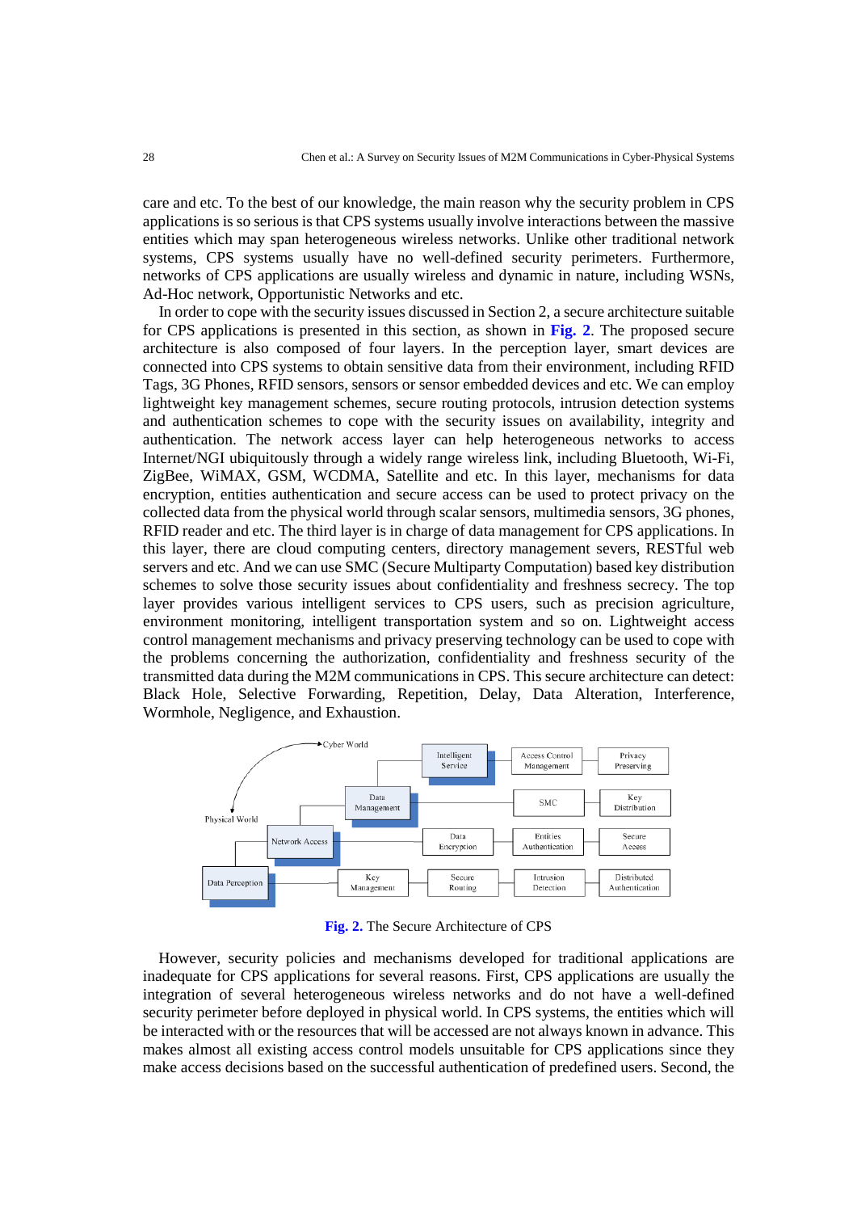care and etc. To the best of our knowledge, the main reason why the security problem in CPS applications is so serious is that CPS systems usually involve interactions between the massive entities which may span heterogeneous wireless networks. Unlike other traditional network systems, CPS systems usually have no well-defined security perimeters. Furthermore, networks of CPS applications are usually wireless and dynamic in nature, including WSNs, Ad-Hoc network, Opportunistic Networks and etc.

In order to cope with the security issues discussed in Section 2, a secure architecture suitable for CPS applications is presented in this section, as shown in **Fig. 2**. The proposed secure architecture is also composed of four layers. In the perception layer, smart devices are connected into CPS systems to obtain sensitive data from their environment, including RFID Tags, 3G Phones, RFID sensors, sensors or sensor embedded devices and etc. We can employ lightweight key management schemes, secure routing protocols, intrusion detection systems and authentication schemes to cope with the security issues on availability, integrity and authentication. The network access layer can help heterogeneous networks to access Internet/NGI ubiquitously through a widely range wireless link, including Bluetooth, Wi-Fi, ZigBee, WiMAX, GSM, WCDMA, Satellite and etc. In this layer, mechanisms for data encryption, entities authentication and secure access can be used to protect privacy on the collected data from the physical world through scalar sensors, multimedia sensors, 3G phones, RFID reader and etc. The third layer is in charge of data management for CPS applications. In this layer, there are cloud computing centers, directory management severs, RESTful web servers and etc. And we can use SMC (Secure Multiparty Computation) based key distribution schemes to solve those security issues about confidentiality and freshness secrecy. The top layer provides various intelligent services to CPS users, such as precision agriculture, environment monitoring, intelligent transportation system and so on. Lightweight access control management mechanisms and privacy preserving technology can be used to cope with the problems concerning the authorization, confidentiality and freshness security of the transmitted data during the M2M communications in CPS. This secure architecture can detect: Black Hole, Selective Forwarding, Repetition, Delay, Data Alteration, Interference, Wormhole, Negligence, and Exhaustion.

**Fig. 2.** The Secure Architecture of CPS

However, security policies and mechanisms developed for traditional applications are inadequate for CPS applications for several reasons. First, CPS applications are usually the integration of several heterogeneous wireless networks and do not have a well-defined security perimeter before deployed in physical world. In CPS systems, the entities which will be interacted with or the resources that will be accessed are not always known in advance. This makes almost all existing access control models unsuitable for CPS applications since they make access decisions based on the successful authentication of predefined users. Second, the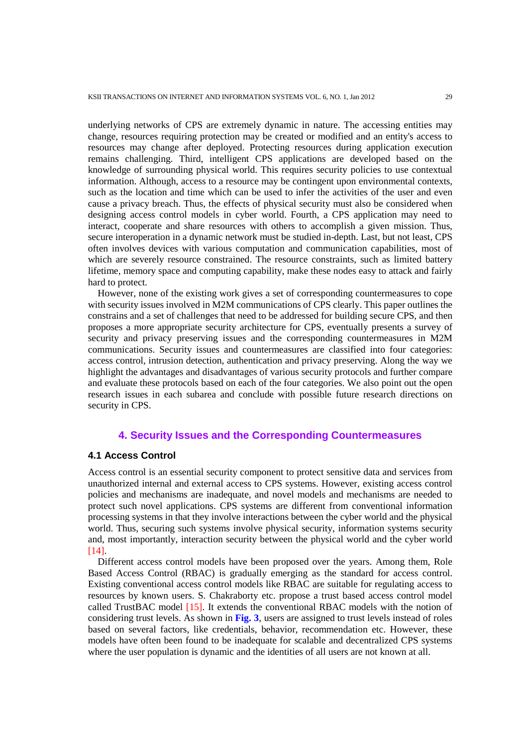underlying networks of CPS are extremely dynamic in nature. The accessing entities may change, resources requiring protection may be created or modified and an entity's access to resources may change after deployed. Protecting resources during application execution remains challenging. Third, intelligent CPS applications are developed based on the knowledge of surrounding physical world. This requires security policies to use contextual information. Although, access to a resource may be contingent upon environmental contexts, such as the location and time which can be used to infer the activities of the user and even cause a privacy breach. Thus, the effects of physical security must also be considered when designing access control models in cyber world. Fourth, a CPS application may need to interact, cooperate and share resources with others to accomplish a given mission. Thus, secure interoperation in a dynamic network must be studied in-depth. Last, but not least, CPS often involves devices with various computation and communication capabilities, most of which are severely resource constrained. The resource constraints, such as limited battery lifetime, memory space and computing capability, make these nodes easy to attack and fairly hard to protect.

However, none of the existing work gives a set of corresponding countermeasures to cope with security issues involved in M2M communications of CPS clearly. This paper outlines the constrains and a set of challenges that need to be addressed for building secure CPS, and then proposes a more appropriate security architecture for CPS, eventually presents a survey of security and privacy preserving issues and the corresponding countermeasures in M2M communications. Security issues and countermeasures are classified into four categories: access control, intrusion detection, authentication and privacy preserving. Along the way we highlight the advantages and disadvantages of various security protocols and further compare and evaluate these protocols based on each of the four categories. We also point out the open research issues in each subarea and conclude with possible future research directions on security in CPS.

## 4. Security Issues and the Corresponding Countermeasures

### 4.1 Access Control

Access control is an essential security component to protect sensitive data and services from unauthorized internal and external access to CPS systems. However, existing access control policies and mechanisms are inadequate, and novel models and mechanisms are needed to protect such novel applications. CPS systems are different from conventional information processing systems in that they involve interactions between the cyber world and the physical world. Thus, securing such systems involve physical security, information systems security and, most importantly, interaction security between the physical world and the cyber world [14].

Different access control models have been proposed over the years. Among them, Role Based Access Control (RBAC) is gradually emerging as the standard for access control. Existing conventional access control models like RBAC are suitable for regulating access to resources by known users. S. Chakraborty etc. propose a trust based access control model called TrustBAC model [15]. It extends the conventional RBAC models with the notion of considering trust levels. As shown in **Fig. 3**, users are assigned to trust levels instead of roles based on several factors, like credentials, behavior, recommendation etc. However, these models have often been found to be inadequate for scalable and decentralized CPS systems where the user population is dynamic and the identities of all users are not known at all.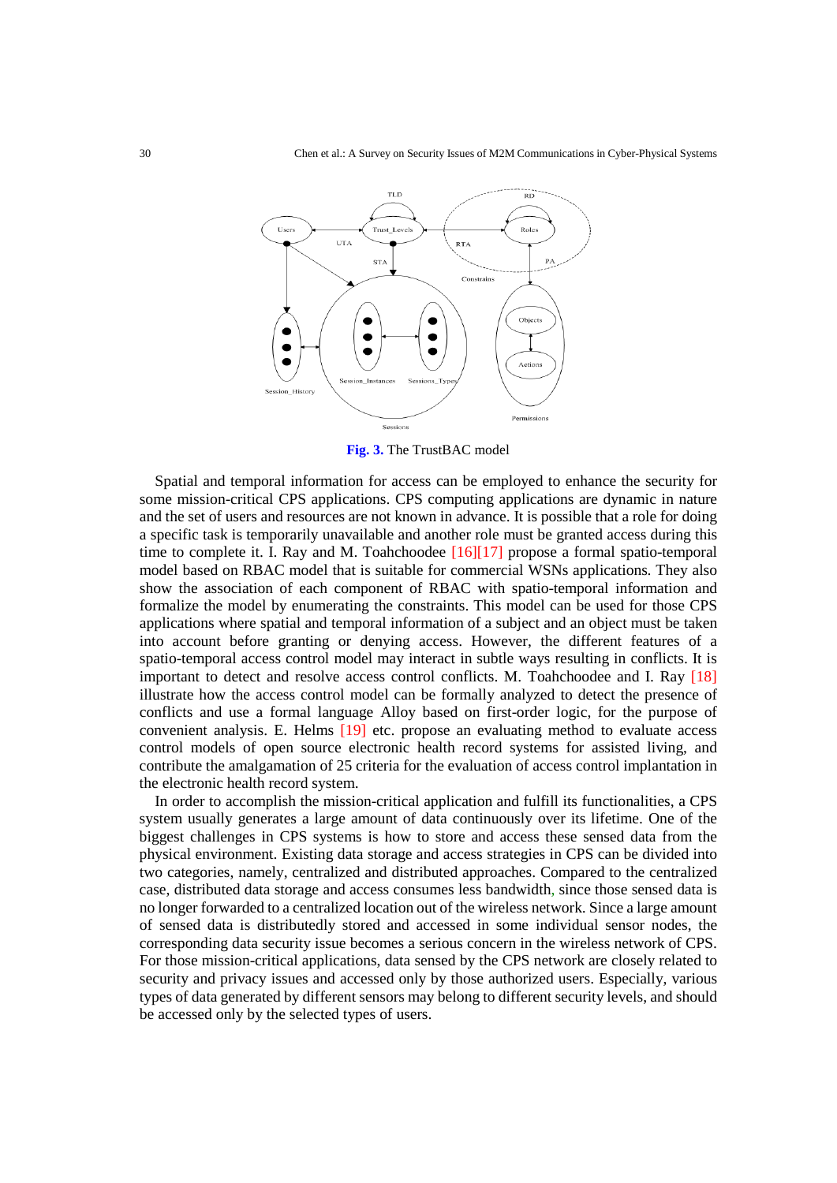Fig. 3. The TrustBAC model

Spatial and temporal information for access can be employed to enhance the security for some mission-critical CPS applications. CPS computing applications are dynamic in nature and the set of users and resources are not known in advance. It is possible that a role for doing a specific task is temporarily unavailable and another role must be granted access during this time to complete it. I. Ray and M. Toahchoodee [16][17] propose a formal spatio-temporal model based on RBAC model that is suitable for commercial WSNs applications. They also show the association of each component of RBAC with spatio-temporal information and formalize the model by enumerating the constraints. This model can be used for those CPS applications where spatial and temporal information of a subject and an object must be taken into account before granting or denying access. However, the different features of a spatio-temporal access control model may interact in subtle ways resulting in conflicts. It is important to detect and resolve access control conflicts. M. Toahchoodee and I. Ray [18] illustrate how the access control model can be formally analyzed to detect the presence of conflicts and use a formal language Alloy based on first-order logic, for the purpose of convenient analysis. E. Helms [19] etc. propose an evaluating method to evaluate access control models of open source electronic health record systems for assisted living, and contribute the amalgamation of 25 criteria for the evaluation of access control implantation in the electronic health record system.

In order to accomplish the mission-critical application and fulfill its functionalities, a CPS system usually generates a large amount of data continuously over its lifetime. One of the biggest challenges in CPS systems is how to store and access these sensed data from the physical environment. Existing data storage and access strategies in CPS can be divided into two categories, namely, centralized and distributed approaches. Compared to the centralized case, distributed data storage and access consumes less bandwidth, since those sensed data is no longer forwarded to a centralized location out of the wireless network. Since a large amount of sensed data is distributedly stored and accessed in some individual sensor nodes, the corresponding data security issue becomes a serious concern in the wireless network of CPS. For those mission-critical applications, data sensed by the CPS network are closely related to security and privacy issues and accessed only by those authorized users. Especially, various types of data generated by different sensors may belong to different security levels, and should be accessed only by the selected types of users.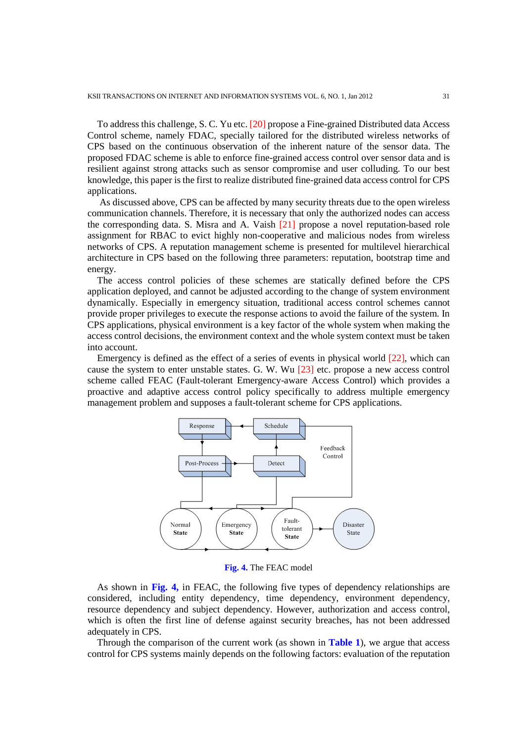To address this challenge, S. C. Yu etc. [20] propose a Fine-grained Distributed data Access Control scheme, namely FDAC, specially tailored for the distributed wireless networks of CPS based on the continuous observation of the inherent nature of the sensor data. The proposed FDAC scheme is able to enforce fine-grained access control over sensor data and is resilient against strong attacks such as sensor compromise and user colluding. To our best knowledge, this paper is the first to realize distributed fine-grained data access control for CPS applications.

As discussed above, CPS can be affected by many security threats due to the open wireless communication channels. Therefore, it is necessary that only the authorized nodes can access the corresponding data. S. Misra and A. Vaish [21] propose a novel reputation-based role assignment for RBAC to evict highly non-cooperative and malicious nodes from wireless networks of CPS. A reputation management scheme is presented for multilevel hierarchical architecture in CPS based on the following three parameters: reputation, bootstrap time and energy.

The access control policies of these schemes are statically defined before the CPS application deployed, and cannot be adjusted according to the change of system environment dynamically. Especially in emergency situation, traditional access control schemes cannot provide proper privileges to execute the response actions to avoid the failure of the system. In CPS applications, physical environment is a key factor of the whole system when making the access control decisions, the environment context and the whole system context must be taken into account.

Emergency is defined as the effect of a series of events in physical world [22], which can cause the system to enter unstable states. G. W. Wu [23] etc. propose a new access control scheme called FEAC (Fault-tolerant Emergency-aware Access Control) which provides a proactive and adaptive access control policy specifically to address multiple emergency management problem and supposes a fault-tolerant scheme for CPS applications.

**Fig. 4.** The FEAC model

As shown in **Fig. 4,** in FEAC, the following five types of dependency relationships are considered, including entity dependency, time dependency, environment dependency, resource dependency and subject dependency. However, authorization and access control, which is often the first line of defense against security breaches, has not been addressed adequately in CPS.

Through the comparison of the current work (as shown in **Table 1**), we argue that access control for CPS systems mainly depends on the following factors: evaluation of the reputation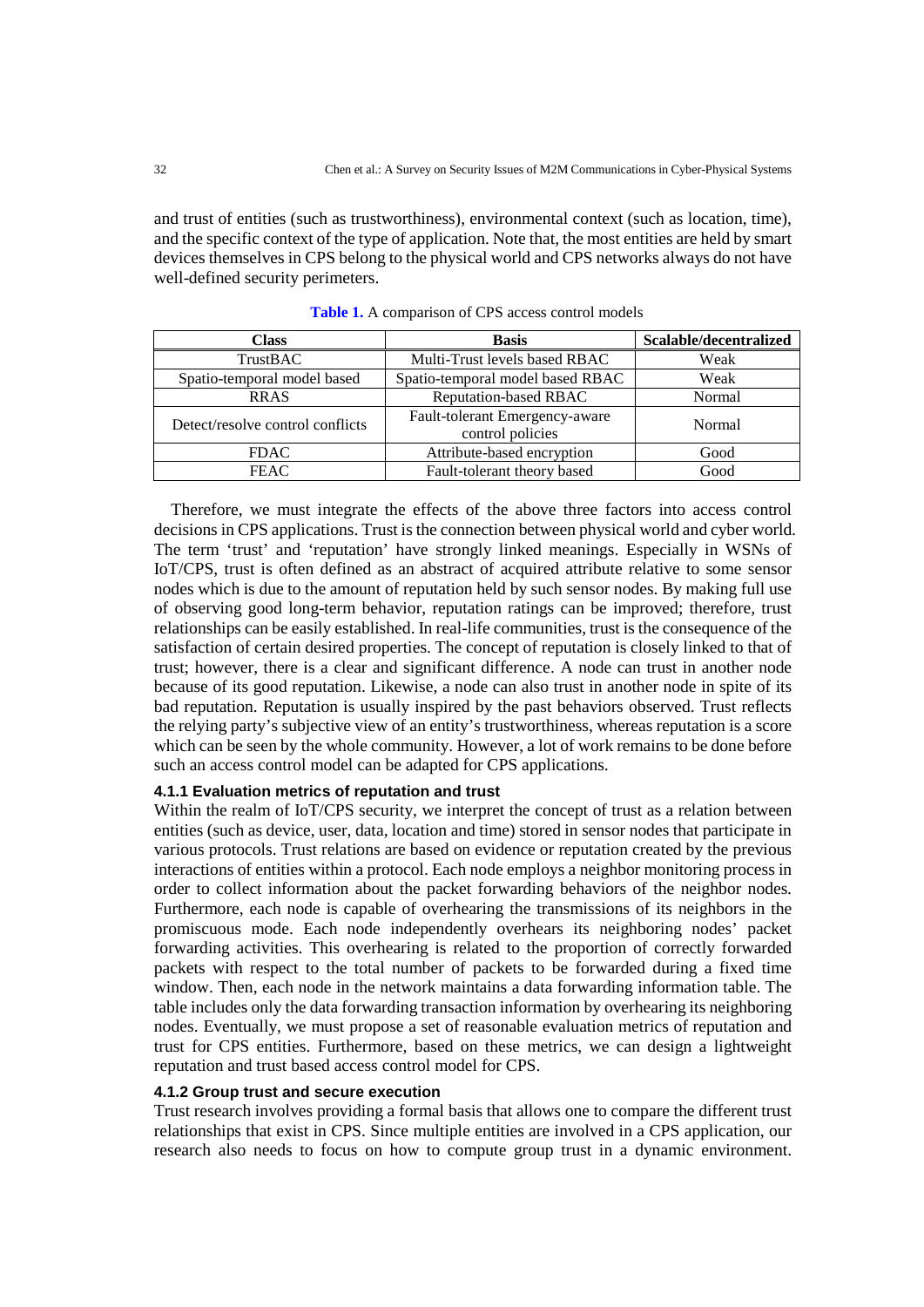and trust of entities (such as trustworthiness), environmental context (such as location, time), and the specific context of the type of application. Note that, the most entities are held by smart devices themselves in CPS belong to the physical world and CPS networks always do not have well-defined security perimeters.

**Table 1.** A comparison of CPS access control models

| Class | Basis | Scalable/decentralized |
|---|---|---|
| TrustBAC | Multi-Trust levels based RBAC | Weak |
| Spatio-temporal model based | Spatio-temporal model based RBAC | Weak |
| RRAS | Reputation-based RBAC | Normal |
| Detect/resolve control conflicts | Fault-tolerant Emergency-aware control policies | Normal |
| FDAC | Attribute-based encryption | Good |
| FEAC | Fault-tolerant theory based | Good |

Therefore, we must integrate the effects of the above three factors into access control decisions in CPS applications. Trust is the connection between physical world and cyber world. The term 'trust' and 'reputation' have strongly linked meanings. Especially in WSNs of IoT/CPS, trust is often defined as an abstract of acquired attribute relative to some sensor nodes which is due to the amount of reputation held by such sensor nodes. By making full use of observing good long-term behavior, reputation ratings can be improved; therefore, trust relationships can be easily established. In real-life communities, trust is the consequence of the satisfaction of certain desired properties. The concept of reputation is closely linked to that of trust; however, there is a clear and significant difference. A node can trust in another node because of its good reputation. Likewise, a node can also trust in another node in spite of its bad reputation. Reputation is usually inspired by the past behaviors observed. Trust reflects the relying party's subjective view of an entity's trustworthiness, whereas reputation is a score which can be seen by the whole community. However, a lot of work remains to be done before such an access control model can be adapted for CPS applications.

#### 4.1.1 Evaluation metrics of reputation and trust

Within the realm of IoT/CPS security, we interpret the concept of trust as a relation between entities (such as device, user, data, location and time) stored in sensor nodes that participate in various protocols. Trust relations are based on evidence or reputation created by the previous interactions of entities within a protocol. Each node employs a neighbor monitoring process in order to collect information about the packet forwarding behaviors of the neighbor nodes. Furthermore, each node is capable of overhearing the transmissions of its neighbors in the promiscuous mode. Each node independently overhears its neighboring nodes' packet forwarding activities. This overhearing is related to the proportion of correctly forwarded packets with respect to the total number of packets to be forwarded during a fixed time window. Then, each node in the network maintains a data forwarding information table. The table includes only the data forwarding transaction information by overhearing its neighboring nodes. Eventually, we must propose a set of reasonable evaluation metrics of reputation and trust for CPS entities. Furthermore, based on these metrics, we can design a lightweight reputation and trust based access control model for CPS.

#### 4.1.2 Group trust and secure execution

Trust research involves providing a formal basis that allows one to compare the different trust relationships that exist in CPS. Since multiple entities are involved in a CPS application, our research also needs to focus on how to compute group trust in a dynamic environment.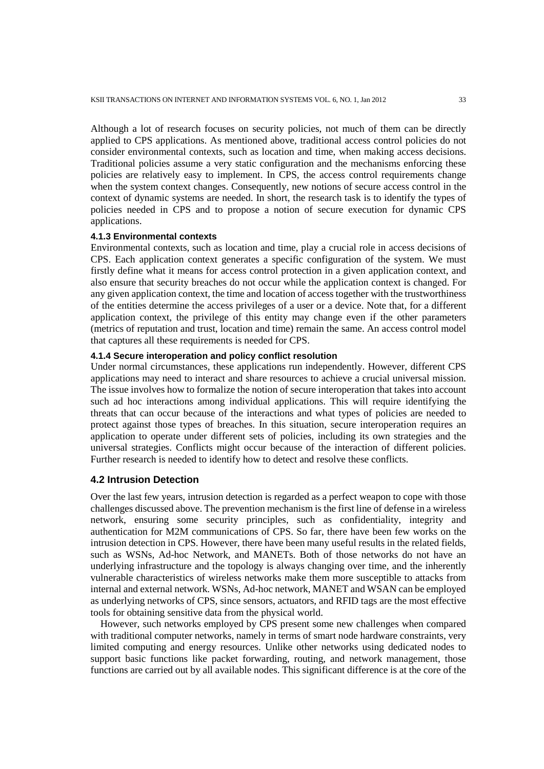Although a lot of research focuses on security policies, not much of them can be directly applied to CPS applications. As mentioned above, traditional access control policies do not consider environmental contexts, such as location and time, when making access decisions. Traditional policies assume a very static configuration and the mechanisms enforcing these policies are relatively easy to implement. In CPS, the access control requirements change when the system context changes. Consequently, new notions of secure access control in the context of dynamic systems are needed. In short, the research task is to identify the types of policies needed in CPS and to propose a notion of secure execution for dynamic CPS applications.

#### 4.1.3 Environmental contexts

Environmental contexts, such as location and time, play a crucial role in access decisions of CPS. Each application context generates a specific configuration of the system. We must firstly define what it means for access control protection in a given application context, and also ensure that security breaches do not occur while the application context is changed. For any given application context, the time and location of access together with the trustworthiness of the entities determine the access privileges of a user or a device. Note that, for a different application context, the privilege of this entity may change even if the other parameters (metrics of reputation and trust, location and time) remain the same. An access control model that captures all these requirements is needed for CPS.

#### 4.1.4 Secure interoperation and policy conflict resolution

Under normal circumstances, these applications run independently. However, different CPS applications may need to interact and share resources to achieve a crucial universal mission. The issue involves how to formalize the notion of secure interoperation that takes into account such ad hoc interactions among individual applications. This will require identifying the threats that can occur because of the interactions and what types of policies are needed to protect against those types of breaches. In this situation, secure interoperation requires an application to operate under different sets of policies, including its own strategies and the universal strategies. Conflicts might occur because of the interaction of different policies. Further research is needed to identify how to detect and resolve these conflicts.

### 4.2 Intrusion Detection

Over the last few years, intrusion detection is regarded as a perfect weapon to cope with those challenges discussed above. The prevention mechanism is the first line of defense in a wireless network, ensuring some security principles, such as confidentiality, integrity and authentication for M2M communications of CPS. So far, there have been few works on the intrusion detection in CPS. However, there have been many useful results in the related fields, such as WSNs, Ad-hoc Network, and MANETs. Both of those networks do not have an underlying infrastructure and the topology is always changing over time, and the inherently vulnerable characteristics of wireless networks make them more susceptible to attacks from internal and external network. WSNs, Ad-hoc network, MANET and WSAN can be employed as underlying networks of CPS, since sensors, actuators, and RFID tags are the most effective tools for obtaining sensitive data from the physical world.

However, such networks employed by CPS present some new challenges when compared with traditional computer networks, namely in terms of smart node hardware constraints, very limited computing and energy resources. Unlike other networks using dedicated nodes to support basic functions like packet forwarding, routing, and network management, those functions are carried out by all available nodes. This significant difference is at the core of the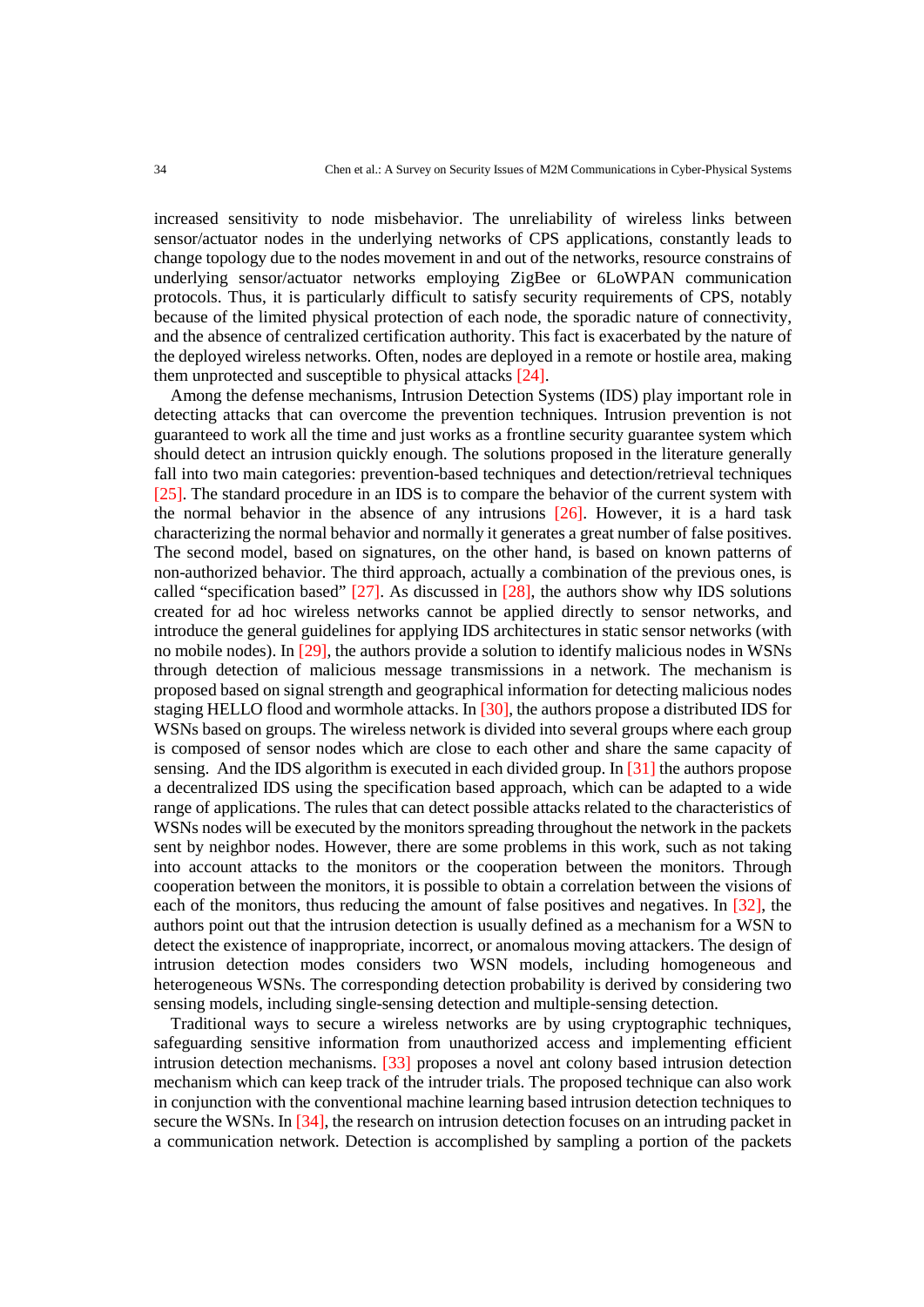increased sensitivity to node misbehavior. The unreliability of wireless links between sensor/actuator nodes in the underlying networks of CPS applications, constantly leads to change topology due to the nodes movement in and out of the networks, resource constrains of underlying sensor/actuator networks employing ZigBee or 6LoWPAN communication protocols. Thus, it is particularly difficult to satisfy security requirements of CPS, notably because of the limited physical protection of each node, the sporadic nature of connectivity, and the absence of centralized certification authority. This fact is exacerbated by the nature of the deployed wireless networks. Often, nodes are deployed in a remote or hostile area, making them unprotected and susceptible to physical attacks [24].

Among the defense mechanisms, Intrusion Detection Systems (IDS) play important role in detecting attacks that can overcome the prevention techniques. Intrusion prevention is not guaranteed to work all the time and just works as a frontline security guarantee system which should detect an intrusion quickly enough. The solutions proposed in the literature generally fall into two main categories: prevention-based techniques and detection/retrieval techniques [25]. The standard procedure in an IDS is to compare the behavior of the current system with the normal behavior in the absence of any intrusions [26]. However, it is a hard task characterizing the normal behavior and normally it generates a great number of false positives. The second model, based on signatures, on the other hand, is based on known patterns of non-authorized behavior. The third approach, actually a combination of the previous ones, is called "specification based" [27]. As discussed in [28], the authors show why IDS solutions created for ad hoc wireless networks cannot be applied directly to sensor networks, and introduce the general guidelines for applying IDS architectures in static sensor networks (with no mobile nodes). In [29], the authors provide a solution to identify malicious nodes in WSNs through detection of malicious message transmissions in a network. The mechanism is proposed based on signal strength and geographical information for detecting malicious nodes staging HELLO flood and wormhole attacks. In [30], the authors propose a distributed IDS for WSNs based on groups. The wireless network is divided into several groups where each group is composed of sensor nodes which are close to each other and share the same capacity of sensing. And the IDS algorithm is executed in each divided group. In [31] the authors propose a decentralized IDS using the specification based approach, which can be adapted to a wide range of applications. The rules that can detect possible attacks related to the characteristics of WSNs nodes will be executed by the monitors spreading throughout the network in the packets sent by neighbor nodes. However, there are some problems in this work, such as not taking into account attacks to the monitors or the cooperation between the monitors. Through cooperation between the monitors, it is possible to obtain a correlation between the visions of each of the monitors, thus reducing the amount of false positives and negatives. In [32], the authors point out that the intrusion detection is usually defined as a mechanism for a WSN to detect the existence of inappropriate, incorrect, or anomalous moving attackers. The design of intrusion detection modes considers two WSN models, including homogeneous and heterogeneous WSNs. The corresponding detection probability is derived by considering two sensing models, including single-sensing detection and multiple-sensing detection.

Traditional ways to secure a wireless networks are by using cryptographic techniques, safeguarding sensitive information from unauthorized access and implementing efficient intrusion detection mechanisms. [33] proposes a novel ant colony based intrusion detection mechanism which can keep track of the intruder trials. The proposed technique can also work in conjunction with the conventional machine learning based intrusion detection techniques to secure the WSNs. In [34], the research on intrusion detection focuses on an intruding packet in a communication network. Detection is accomplished by sampling a portion of the packets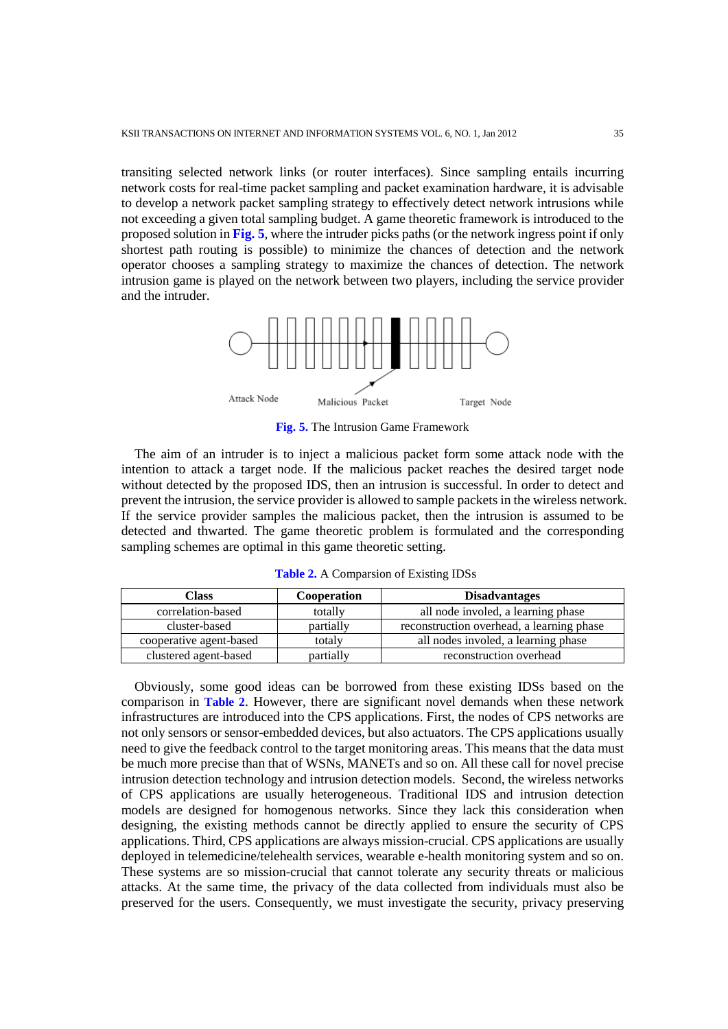transiting selected network links (or router interfaces). Since sampling entails incurring network costs for real-time packet sampling and packet examination hardware, it is advisable to develop a network packet sampling strategy to effectively detect network intrusions while not exceeding a given total sampling budget. A game theoretic framework is introduced to the proposed solution in **Fig. 5**, where the intruder picks paths (or the network ingress point if only shortest path routing is possible) to minimize the chances of detection and the network operator chooses a sampling strategy to maximize the chances of detection. The network intrusion game is played on the network between two players, including the service provider and the intruder.

Attack Node    Malicious Packet    Target Node

**Fig. 5.** The Intrusion Game Framework

The aim of an intruder is to inject a malicious packet form some attack node with the intention to attack a target node. If the malicious packet reaches the desired target node without detected by the proposed IDS, then an intrusion is successful. In order to detect and prevent the intrusion, the service provider is allowed to sample packets in the wireless network. If the service provider samples the malicious packet, then the intrusion is assumed to be detected and thwarted. The game theoretic problem is formulated and the corresponding sampling schemes are optimal in this game theoretic setting.

**Table 2.** A Comparsion of Existing IDSs

| Class | Cooperation | Disadvantages |
|---|---|---|
| correlation-based | totally | all node involed, a learning phase |
| cluster-based | partially | reconstruction overhead, a learning phase |
| cooperative agent-based | totaly | all nodes involed, a learning phase |
| clustered agent-based | partially | reconstruction overhead |

Obviously, some good ideas can be borrowed from these existing IDSs based on the comparison in **Table 2**. However, there are significant novel demands when these network infrastructures are introduced into the CPS applications. First, the nodes of CPS networks are not only sensors or sensor-embedded devices, but also actuators. The CPS applications usually need to give the feedback control to the target monitoring areas. This means that the data must be much more precise than that of WSNs, MANETs and so on. All these call for novel precise intrusion detection technology and intrusion detection models. Second, the wireless networks of CPS applications are usually heterogeneous. Traditional IDS and intrusion detection models are designed for homogenous networks. Since they lack this consideration when designing, the existing methods cannot be directly applied to ensure the security of CPS applications. Third, CPS applications are always mission-crucial. CPS applications are usually deployed in telemedicine/telehealth services, wearable e-health monitoring system and so on. These systems are so mission-crucial that cannot tolerate any security threats or malicious attacks. At the same time, the privacy of the data collected from individuals must also be preserved for the users. Consequently, we must investigate the security, privacy preserving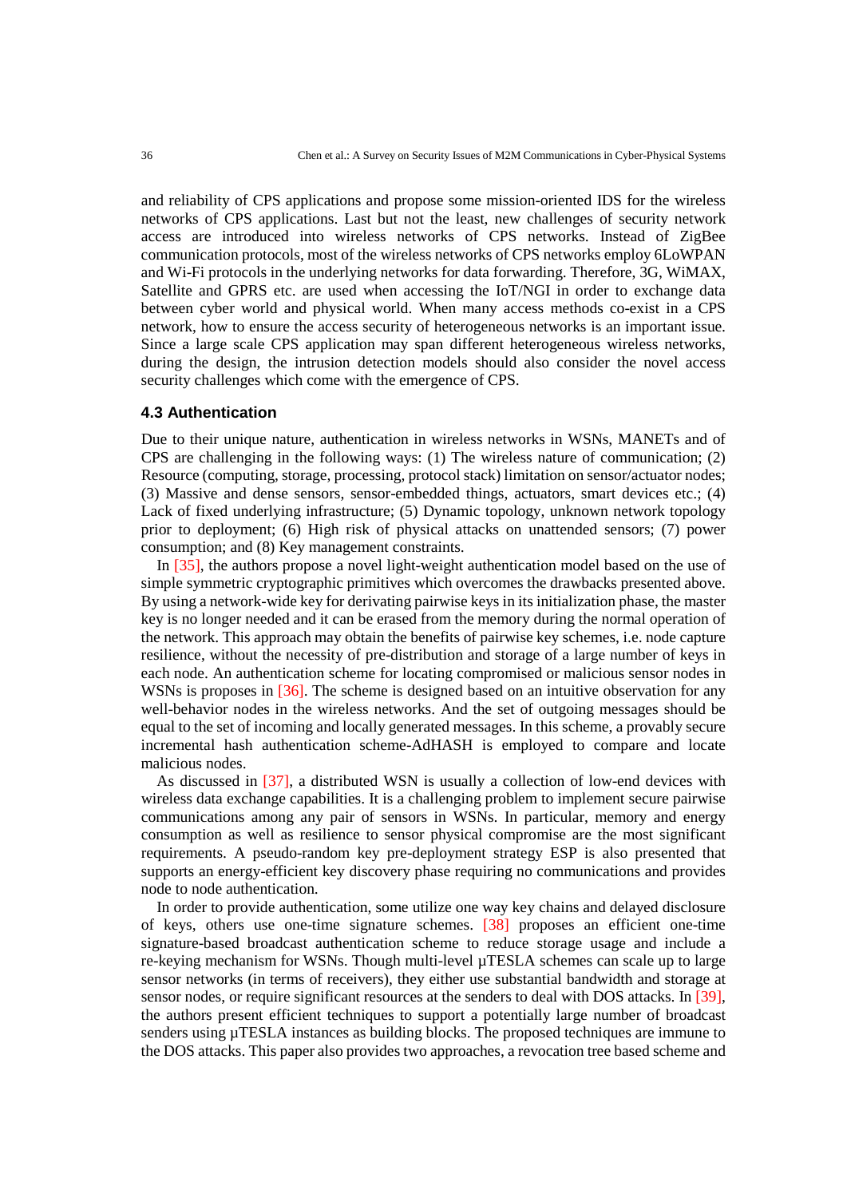and reliability of CPS applications and propose some mission-oriented IDS for the wireless networks of CPS applications. Last but not the least, new challenges of security network access are introduced into wireless networks of CPS networks. Instead of ZigBee communication protocols, most of the wireless networks of CPS networks employ 6LoWPAN and Wi-Fi protocols in the underlying networks for data forwarding. Therefore, 3G, WiMAX, Satellite and GPRS etc. are used when accessing the IoT/NGI in order to exchange data between cyber world and physical world. When many access methods co-exist in a CPS network, how to ensure the access security of heterogeneous networks is an important issue. Since a large scale CPS application may span different heterogeneous wireless networks, during the design, the intrusion detection models should also consider the novel access security challenges which come with the emergence of CPS.

### 4.3 Authentication

Due to their unique nature, authentication in wireless networks in WSNs, MANETs and of CPS are challenging in the following ways: (1) The wireless nature of communication; (2) Resource (computing, storage, processing, protocol stack) limitation on sensor/actuator nodes; (3) Massive and dense sensors, sensor-embedded things, actuators, smart devices etc.; (4) Lack of fixed underlying infrastructure; (5) Dynamic topology, unknown network topology prior to deployment; (6) High risk of physical attacks on unattended sensors; (7) power consumption; and (8) Key management constraints.

In [35], the authors propose a novel light-weight authentication model based on the use of simple symmetric cryptographic primitives which overcomes the drawbacks presented above. By using a network-wide key for derivating pairwise keys in its initialization phase, the master key is no longer needed and it can be erased from the memory during the normal operation of the network. This approach may obtain the benefits of pairwise key schemes, i.e. node capture resilience, without the necessity of pre-distribution and storage of a large number of keys in each node. An authentication scheme for locating compromised or malicious sensor nodes in WSNs is proposes in [36]. The scheme is designed based on an intuitive observation for any well-behavior nodes in the wireless networks. And the set of outgoing messages should be equal to the set of incoming and locally generated messages. In this scheme, a provably secure incremental hash authentication scheme-AdHASH is employed to compare and locate malicious nodes.

As discussed in [37], a distributed WSN is usually a collection of low-end devices with wireless data exchange capabilities. It is a challenging problem to implement secure pairwise communications among any pair of sensors in WSNs. In particular, memory and energy consumption as well as resilience to sensor physical compromise are the most significant requirements. A pseudo-random key pre-deployment strategy ESP is also presented that supports an energy-efficient key discovery phase requiring no communications and provides node to node authentication.

In order to provide authentication, some utilize one way key chains and delayed disclosure of keys, others use one-time signature schemes. [38] proposes an efficient one-time signature-based broadcast authentication scheme to reduce storage usage and include a re-keying mechanism for WSNs. Though multi-level µTESLA schemes can scale up to large sensor networks (in terms of receivers), they either use substantial bandwidth and storage at sensor nodes, or require significant resources at the senders to deal with DOS attacks. In [39], the authors present efficient techniques to support a potentially large number of broadcast senders using µTESLA instances as building blocks. The proposed techniques are immune to the DOS attacks. This paper also provides two approaches, a revocation tree based scheme and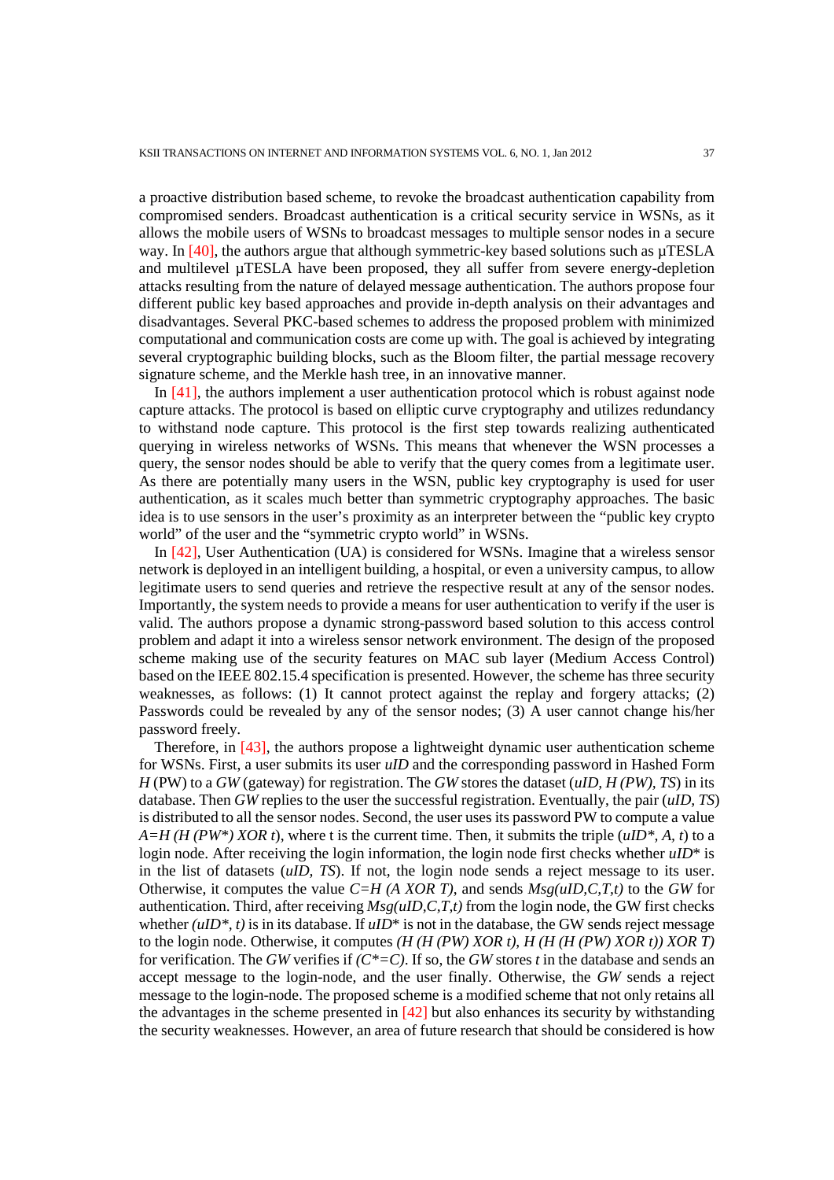a proactive distribution based scheme, to revoke the broadcast authentication capability from compromised senders. Broadcast authentication is a critical security service in WSNs, as it allows the mobile users of WSNs to broadcast messages to multiple sensor nodes in a secure way. In [40], the authors argue that although symmetric-key based solutions such as µTESLA and multilevel µTESLA have been proposed, they all suffer from severe energy-depletion attacks resulting from the nature of delayed message authentication. The authors propose four different public key based approaches and provide in-depth analysis on their advantages and disadvantages. Several PKC-based schemes to address the proposed problem with minimized computational and communication costs are come up with. The goal is achieved by integrating several cryptographic building blocks, such as the Bloom filter, the partial message recovery signature scheme, and the Merkle hash tree, in an innovative manner.

In [41], the authors implement a user authentication protocol which is robust against node capture attacks. The protocol is based on elliptic curve cryptography and utilizes redundancy to withstand node capture. This protocol is the first step towards realizing authenticated querying in wireless networks of WSNs. This means that whenever the WSN processes a query, the sensor nodes should be able to verify that the query comes from a legitimate user. As there are potentially many users in the WSN, public key cryptography is used for user authentication, as it scales much better than symmetric cryptography approaches. The basic idea is to use sensors in the user's proximity as an interpreter between the "public key crypto world" of the user and the "symmetric crypto world" in WSNs.

In [42], User Authentication (UA) is considered for WSNs. Imagine that a wireless sensor network is deployed in an intelligent building, a hospital, or even a university campus, to allow legitimate users to send queries and retrieve the respective result at any of the sensor nodes. Importantly, the system needs to provide a means for user authentication to verify if the user is valid. The authors propose a dynamic strong-password based solution to this access control problem and adapt it into a wireless sensor network environment. The design of the proposed scheme making use of the security features on MAC sub layer (Medium Access Control) based on the IEEE 802.15.4 specification is presented. However, the scheme has three security weaknesses, as follows: (1) It cannot protect against the replay and forgery attacks; (2) Passwords could be revealed by any of the sensor nodes; (3) A user cannot change his/her password freely.

Therefore, in [43], the authors propose a lightweight dynamic user authentication scheme for WSNs. First, a user submits its user *uID* and the corresponding password in Hashed Form *H* (PW) to a *GW* (gateway) for registration. The *GW* stores the dataset (*uID, H (PW), TS*) in its database. Then *GW* replies to the user the successful registration. Eventually, the pair (*uID, TS*) is distributed to all the sensor nodes. Second, the user uses its password PW to compute a value $A=H(H(PW^*) \text{ XOR } t)$, where t is the current time. Then, it submits the triple ($uID^*, A, t$) to a login node. After receiving the login information, the login node first checks whether $uID^*$ is in the list of datasets (*uID, TS*). If not, the login node sends a reject message to its user. Otherwise, it computes the value $C=H(A \text{ XOR } T)$, and sends *Msg(uID,C,T,t)* to the *GW* for authentication. Third, after receiving *Msg(uID,C,T,t)* from the login node, the GW first checks whether $(uID^*, t)$ is in its database. If $uID^*$ is not in the database, the GW sends reject message to the login node. Otherwise, it computes $(H(H(PW) \text{ XOR } t), H(H(H(PW) \text{ XOR } t)) \text{ XOR } T)$ for verification. The *GW* verifies if $(C^*=C)$. If so, the *GW* stores *t* in the database and sends an accept message to the login-node, and the user finally. Otherwise, the *GW* sends a reject message to the login-node. The proposed scheme is a modified scheme that not only retains all the advantages in the scheme presented in [42] but also enhances its security by withstanding the security weaknesses. However, an area of future research that should be considered is how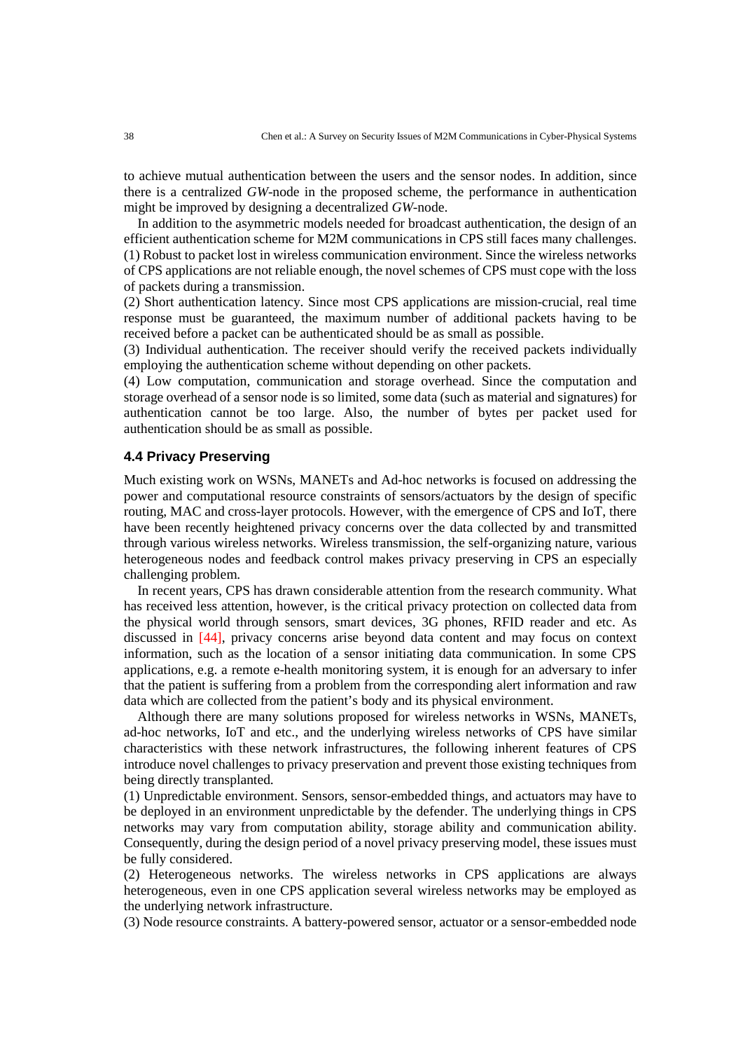to achieve mutual authentication between the users and the sensor nodes. In addition, since there is a centralized *GW*-node in the proposed scheme, the performance in authentication might be improved by designing a decentralized *GW*-node.

In addition to the asymmetric models needed for broadcast authentication, the design of an efficient authentication scheme for M2M communications in CPS still faces many challenges.

(1) Robust to packet lost in wireless communication environment. Since the wireless networks of CPS applications are not reliable enough, the novel schemes of CPS must cope with the loss of packets during a transmission.

(2) Short authentication latency. Since most CPS applications are mission-crucial, real time response must be guaranteed, the maximum number of additional packets having to be received before a packet can be authenticated should be as small as possible.

(3) Individual authentication. The receiver should verify the received packets individually employing the authentication scheme without depending on other packets.

(4) Low computation, communication and storage overhead. Since the computation and storage overhead of a sensor node is so limited, some data (such as material and signatures) for authentication cannot be too large. Also, the number of bytes per packet used for authentication should be as small as possible.

### 4.4 Privacy Preserving

Much existing work on WSNs, MANETs and Ad-hoc networks is focused on addressing the power and computational resource constraints of sensors/actuators by the design of specific routing, MAC and cross-layer protocols. However, with the emergence of CPS and IoT, there have been recently heightened privacy concerns over the data collected by and transmitted through various wireless networks. Wireless transmission, the self-organizing nature, various heterogeneous nodes and feedback control makes privacy preserving in CPS an especially challenging problem.

In recent years, CPS has drawn considerable attention from the research community. What has received less attention, however, is the critical privacy protection on collected data from the physical world through sensors, smart devices, 3G phones, RFID reader and etc. As discussed in [44], privacy concerns arise beyond data content and may focus on context information, such as the location of a sensor initiating data communication. In some CPS applications, e.g. a remote e-health monitoring system, it is enough for an adversary to infer that the patient is suffering from a problem from the corresponding alert information and raw data which are collected from the patient's body and its physical environment.

Although there are many solutions proposed for wireless networks in WSNs, MANETs, ad-hoc networks, IoT and etc., and the underlying wireless networks of CPS have similar characteristics with these network infrastructures, the following inherent features of CPS introduce novel challenges to privacy preservation and prevent those existing techniques from being directly transplanted.

(1) Unpredictable environment. Sensors, sensor-embedded things, and actuators may have to be deployed in an environment unpredictable by the defender. The underlying things in CPS networks may vary from computation ability, storage ability and communication ability. Consequently, during the design period of a novel privacy preserving model, these issues must be fully considered.

(2) Heterogeneous networks. The wireless networks in CPS applications are always heterogeneous, even in one CPS application several wireless networks may be employed as the underlying network infrastructure.

(3) Node resource constraints. A battery-powered sensor, actuator or a sensor-embedded node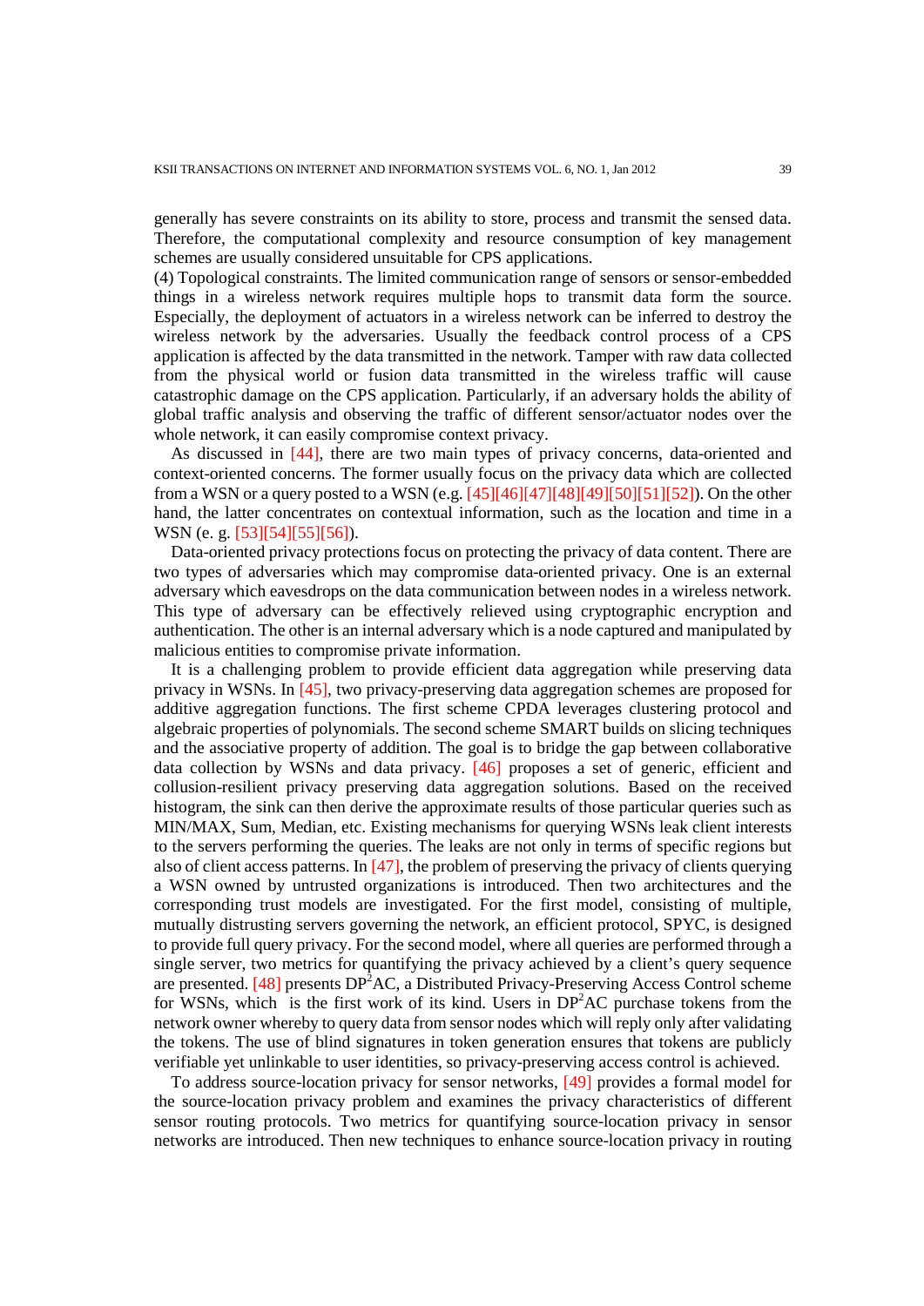generally has severe constraints on its ability to store, process and transmit the sensed data. Therefore, the computational complexity and resource consumption of key management schemes are usually considered unsuitable for CPS applications.

(4) Topological constraints. The limited communication range of sensors or sensor-embedded things in a wireless network requires multiple hops to transmit data form the source. Especially, the deployment of actuators in a wireless network can be inferred to destroy the wireless network by the adversaries. Usually the feedback control process of a CPS application is affected by the data transmitted in the network. Tamper with raw data collected from the physical world or fusion data transmitted in the wireless traffic will cause catastrophic damage on the CPS application. Particularly, if an adversary holds the ability of global traffic analysis and observing the traffic of different sensor/actuator nodes over the whole network, it can easily compromise context privacy.

As discussed in [44], there are two main types of privacy concerns, data-oriented and context-oriented concerns. The former usually focus on the privacy data which are collected from a WSN or a query posted to a WSN (e.g. [45][46][47][48][49][50][51][52]). On the other hand, the latter concentrates on contextual information, such as the location and time in a WSN (e. g. [53][54][55][56]).

Data-oriented privacy protections focus on protecting the privacy of data content. There are two types of adversaries which may compromise data-oriented privacy. One is an external adversary which eavesdrops on the data communication between nodes in a wireless network. This type of adversary can be effectively relieved using cryptographic encryption and authentication. The other is an internal adversary which is a node captured and manipulated by malicious entities to compromise private information.

It is a challenging problem to provide efficient data aggregation while preserving data privacy in WSNs. In [45], two privacy-preserving data aggregation schemes are proposed for additive aggregation functions. The first scheme CPDA leverages clustering protocol and algebraic properties of polynomials. The second scheme SMART builds on slicing techniques and the associative property of addition. The goal is to bridge the gap between collaborative data collection by WSNs and data privacy. [46] proposes a set of generic, efficient and collusion-resilient privacy preserving data aggregation solutions. Based on the received histogram, the sink can then derive the approximate results of those particular queries such as MIN/MAX, Sum, Median, etc. Existing mechanisms for querying WSNs leak client interests to the servers performing the queries. The leaks are not only in terms of specific regions but also of client access patterns. In [47], the problem of preserving the privacy of clients querying a WSN owned by untrusted organizations is introduced. Then two architectures and the corresponding trust models are investigated. For the first model, consisting of multiple, mutually distrusting servers governing the network, an efficient protocol, SPYC, is designed to provide full query privacy. For the second model, where all queries are performed through a single server, two metrics for quantifying the privacy achieved by a client's query sequence are presented. [48] presents DP$^2$AC, a Distributed Privacy-Preserving Access Control scheme for WSNs, which is the first work of its kind. Users in DP$^2$AC purchase tokens from the network owner whereby to query data from sensor nodes which will reply only after validating the tokens. The use of blind signatures in token generation ensures that tokens are publicly verifiable yet unlinkable to user identities, so privacy-preserving access control is achieved.

To address source-location privacy for sensor networks, [49] provides a formal model for the source-location privacy problem and examines the privacy characteristics of different sensor routing protocols. Two metrics for quantifying source-location privacy in sensor networks are introduced. Then new techniques to enhance source-location privacy in routing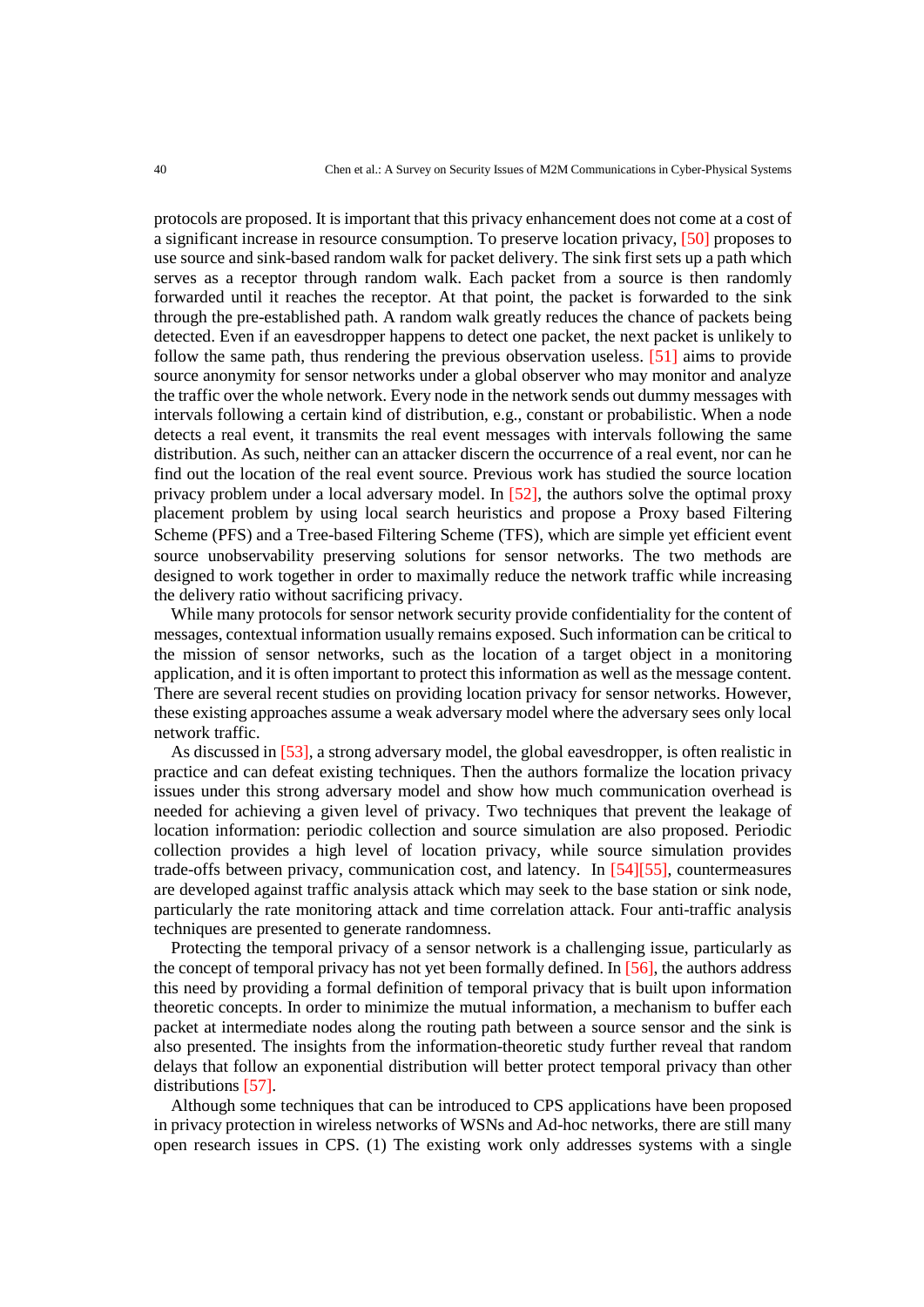protocols are proposed. It is important that this privacy enhancement does not come at a cost of a significant increase in resource consumption. To preserve location privacy, [50] proposes to use source and sink-based random walk for packet delivery. The sink first sets up a path which serves as a receptor through random walk. Each packet from a source is then randomly forwarded until it reaches the receptor. At that point, the packet is forwarded to the sink through the pre-established path. A random walk greatly reduces the chance of packets being detected. Even if an eavesdropper happens to detect one packet, the next packet is unlikely to follow the same path, thus rendering the previous observation useless. [51] aims to provide source anonymity for sensor networks under a global observer who may monitor and analyze the traffic over the whole network. Every node in the network sends out dummy messages with intervals following a certain kind of distribution, e.g., constant or probabilistic. When a node detects a real event, it transmits the real event messages with intervals following the same distribution. As such, neither can an attacker discern the occurrence of a real event, nor can he find out the location of the real event source. Previous work has studied the source location privacy problem under a local adversary model. In [52], the authors solve the optimal proxy placement problem by using local search heuristics and propose a Proxy based Filtering Scheme (PFS) and a Tree-based Filtering Scheme (TFS), which are simple yet efficient event source unobservability preserving solutions for sensor networks. The two methods are designed to work together in order to maximally reduce the network traffic while increasing the delivery ratio without sacrificing privacy.

While many protocols for sensor network security provide confidentiality for the content of messages, contextual information usually remains exposed. Such information can be critical to the mission of sensor networks, such as the location of a target object in a monitoring application, and it is often important to protect this information as well as the message content. There are several recent studies on providing location privacy for sensor networks. However, these existing approaches assume a weak adversary model where the adversary sees only local network traffic.

As discussed in [53], a strong adversary model, the global eavesdropper, is often realistic in practice and can defeat existing techniques. Then the authors formalize the location privacy issues under this strong adversary model and show how much communication overhead is needed for achieving a given level of privacy. Two techniques that prevent the leakage of location information: periodic collection and source simulation are also proposed. Periodic collection provides a high level of location privacy, while source simulation provides trade-offs between privacy, communication cost, and latency. In [54][55], countermeasures are developed against traffic analysis attack which may seek to the base station or sink node, particularly the rate monitoring attack and time correlation attack. Four anti-traffic analysis techniques are presented to generate randomness.

Protecting the temporal privacy of a sensor network is a challenging issue, particularly as the concept of temporal privacy has not yet been formally defined. In [56], the authors address this need by providing a formal definition of temporal privacy that is built upon information theoretic concepts. In order to minimize the mutual information, a mechanism to buffer each packet at intermediate nodes along the routing path between a source sensor and the sink is also presented. The insights from the information-theoretic study further reveal that random delays that follow an exponential distribution will better protect temporal privacy than other distributions [57].

Although some techniques that can be introduced to CPS applications have been proposed in privacy protection in wireless networks of WSNs and Ad-hoc networks, there are still many open research issues in CPS. (1) The existing work only addresses systems with a single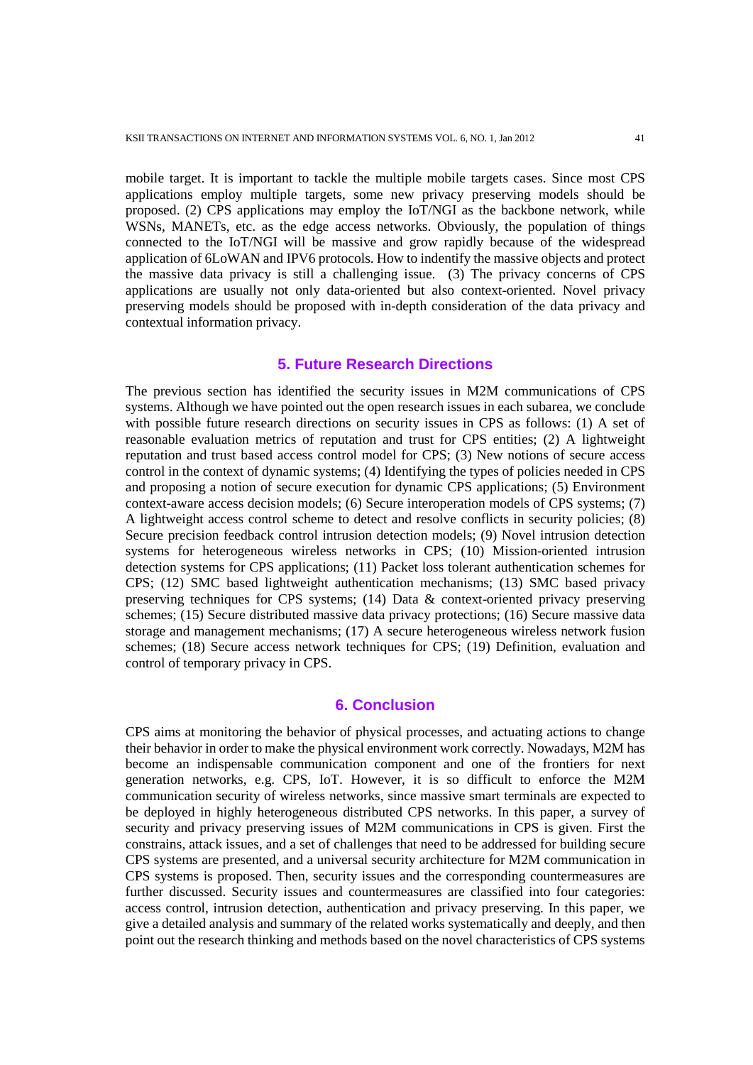mobile target. It is important to tackle the multiple mobile targets cases. Since most CPS applications employ multiple targets, some new privacy preserving models should be proposed. (2) CPS applications may employ the IoT/NGI as the backbone network, while WSNs, MANETs, etc. as the edge access networks. Obviously, the population of things connected to the IoT/NGI will be massive and grow rapidly because of the widespread application of 6LoWAN and IPV6 protocols. How to indentify the massive objects and protect the massive data privacy is still a challenging issue. (3) The privacy concerns of CPS applications are usually not only data-oriented but also context-oriented. Novel privacy preserving models should be proposed with in-depth consideration of the data privacy and contextual information privacy.

## 5. Future Research Directions

The previous section has identified the security issues in M2M communications of CPS systems. Although we have pointed out the open research issues in each subarea, we conclude with possible future research directions on security issues in CPS as follows: (1) A set of reasonable evaluation metrics of reputation and trust for CPS entities; (2) A lightweight reputation and trust based access control model for CPS; (3) New notions of secure access control in the context of dynamic systems; (4) Identifying the types of policies needed in CPS and proposing a notion of secure execution for dynamic CPS applications; (5) Environment context-aware access decision models; (6) Secure interoperation models of CPS systems; (7) A lightweight access control scheme to detect and resolve conflicts in security policies; (8) Secure precision feedback control intrusion detection models; (9) Novel intrusion detection systems for heterogeneous wireless networks in CPS; (10) Mission-oriented intrusion detection systems for CPS applications; (11) Packet loss tolerant authentication schemes for CPS; (12) SMC based lightweight authentication mechanisms; (13) SMC based privacy preserving techniques for CPS systems; (14) Data & context-oriented privacy preserving schemes; (15) Secure distributed massive data privacy protections; (16) Secure massive data storage and management mechanisms; (17) A secure heterogeneous wireless network fusion schemes; (18) Secure access network techniques for CPS; (19) Definition, evaluation and control of temporary privacy in CPS.

## 6. Conclusion

CPS aims at monitoring the behavior of physical processes, and actuating actions to change their behavior in order to make the physical environment work correctly. Nowadays, M2M has become an indispensable communication component and one of the frontiers for next generation networks, e.g. CPS, IoT. However, it is so difficult to enforce the M2M communication security of wireless networks, since massive smart terminals are expected to be deployed in highly heterogeneous distributed CPS networks. In this paper, a survey of security and privacy preserving issues of M2M communications in CPS is given. First the constrains, attack issues, and a set of challenges that need to be addressed for building secure CPS systems are presented, and a universal security architecture for M2M communication in CPS systems is proposed. Then, security issues and the corresponding countermeasures are further discussed. Security issues and countermeasures are classified into four categories: access control, intrusion detection, authentication and privacy preserving. In this paper, we give a detailed analysis and summary of the related works systematically and deeply, and then point out the research thinking and methods based on the novel characteristics of CPS systems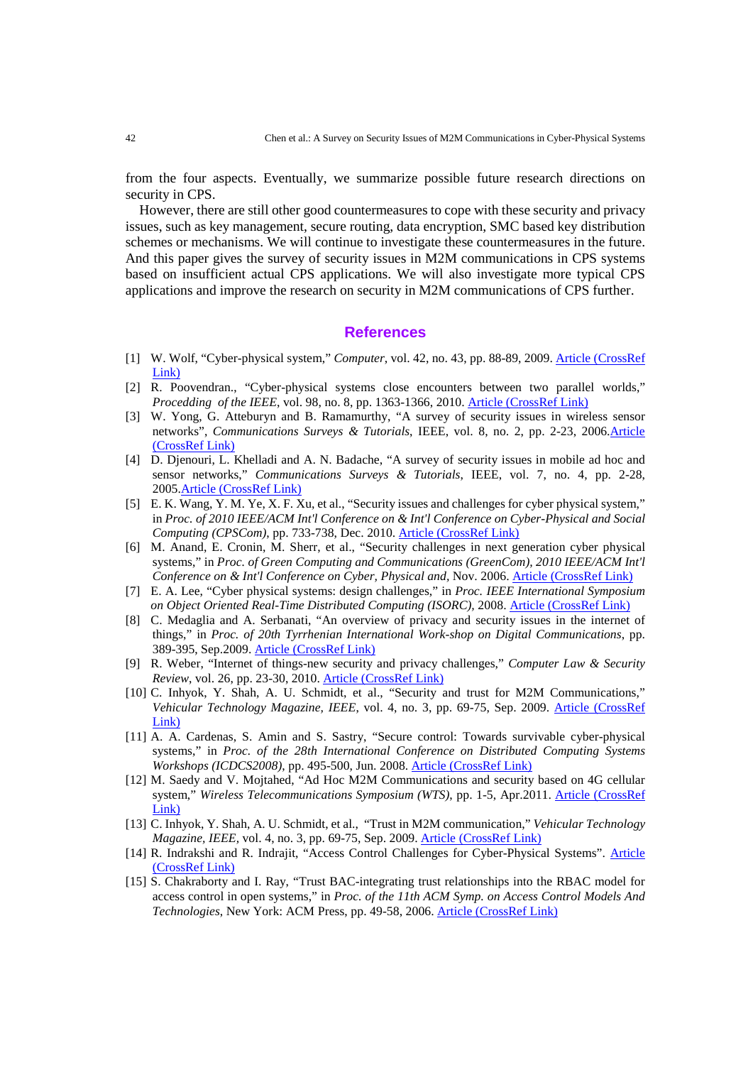from the four aspects. Eventually, we summarize possible future research directions on security in CPS.

However, there are still other good countermeasures to cope with these security and privacy issues, such as key management, secure routing, data encryption, SMC based key distribution schemes or mechanisms. We will continue to investigate these countermeasures in the future. And this paper gives the survey of security issues in M2M communications in CPS systems based on insufficient actual CPS applications. We will also investigate more typical CPS applications and improve the research on security in M2M communications of CPS further.

## References

[1] W. Wolf, "Cyber-physical system," *Computer*, vol. 42, no. 43, pp. 88-89, 2009. Article (CrossRef Link)

[2] R. Poovendran., "Cyber-physical systems close encounters between two parallel worlds," *Procedding of the IEEE*, vol. 98, no. 8, pp. 1363-1366, 2010. Article (CrossRef Link)

[3] W. Yong, G. Atteburyn and B. Ramamurthy, "A survey of security issues in wireless sensor networks", *Communications Surveys & Tutorials*, IEEE, vol. 8, no. 2, pp. 2-23, 2006.Article (CrossRef Link)

[4] D. Djenouri, L. Khelladi and A. N. Badache, "A survey of security issues in mobile ad hoc and sensor networks," *Communications Surveys & Tutorials*, IEEE, vol. 7, no. 4, pp. 2-28, 2005.Article (CrossRef Link)

[5] E. K. Wang, Y. M. Ye, X. F. Xu, et al., "Security issues and challenges for cyber physical system," in *Proc. of 2010 IEEE/ACM Int'l Conference on & Int'l Conference on Cyber-Physical and Social Computing (CPSCom)*, pp. 733-738, Dec. 2010. Article (CrossRef Link)

[6] M. Anand, E. Cronin, M. Sherr, et al., "Security challenges in next generation cyber physical systems," in *Proc. of Green Computing and Communications (GreenCom), 2010 IEEE/ACM Int'l Conference on & Int'l Conference on Cyber, Physical and*, Nov. 2006. Article (CrossRef Link)

[7] E. A. Lee, "Cyber physical systems: design challenges," in *Proc. IEEE International Symposium on Object Oriented Real-Time Distributed Computing (ISORC)*, 2008. Article (CrossRef Link)

[8] C. Medaglia and A. Serbanati, "An overview of privacy and security issues in the internet of things," in *Proc. of 20th Tyrrhenian International Work-shop on Digital Communications*, pp. 389-395, Sep.2009. Article (CrossRef Link)

[9] R. Weber, "Internet of things-new security and privacy challenges," *Computer Law & Security Review*, vol. 26, pp. 23-30, 2010. Article (CrossRef Link)

[10] C. Inhyok, Y. Shah, A. U. Schmidt, et al., "Security and trust for M2M Communications," *Vehicular Technology Magazine, IEEE*, vol. 4, no. 3, pp. 69-75, Sep. 2009. Article (CrossRef Link)

[11] A. A. Cardenas, S. Amin and S. Sastry, "Secure control: Towards survivable cyber-physical systems," in *Proc. of the 28th International Conference on Distributed Computing Systems Workshops (ICDCS2008)*, pp. 495-500, Jun. 2008. Article (CrossRef Link)

[12] M. Saedy and V. Mojtahed, "Ad Hoc M2M Communications and security based on 4G cellular system," *Wireless Telecommunications Symposium (WTS)*, pp. 1-5, Apr.2011. Article (CrossRef Link)

[13] C. Inhyok, Y. Shah, A. U. Schmidt, et al., "Trust in M2M communication," *Vehicular Technology Magazine, IEEE*, vol. 4, no. 3, pp. 69-75, Sep. 2009. Article (CrossRef Link)

[14] R. Indrakshi and R. Indrajit, "Access Control Challenges for Cyber-Physical Systems". Article (CrossRef Link)

[15] S. Chakraborty and I. Ray, "Trust BAC-integrating trust relationships into the RBAC model for access control in open systems," in *Proc. of the 11th ACM Symp. on Access Control Models And Technologies*, New York: ACM Press, pp. 49-58, 2006. Article (CrossRef Link)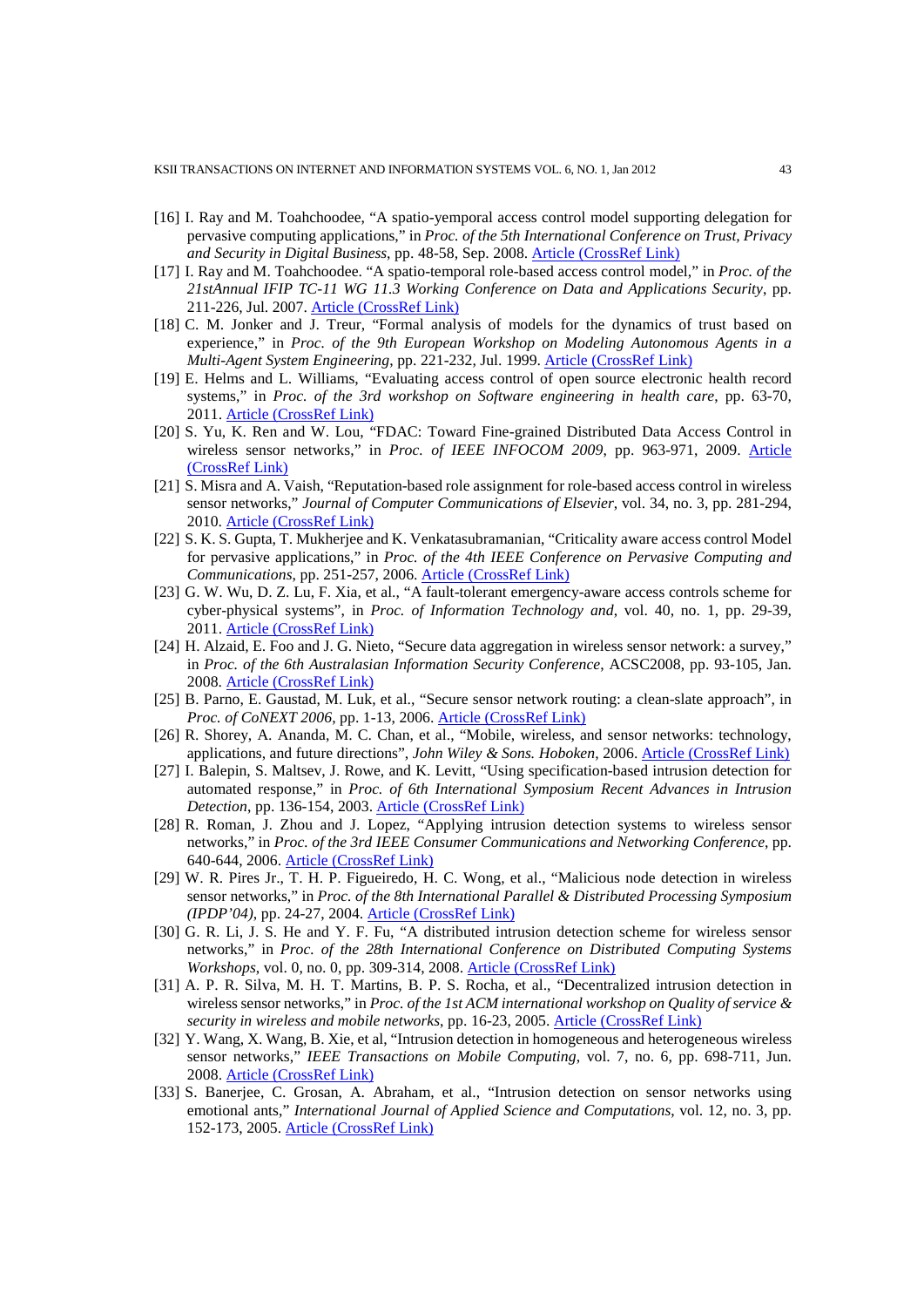[16] I. Ray and M. Toahchoodee, “A spatio-yemporal access control model supporting delegation for pervasive computing applications,” in *Proc. of the 5th International Conference on Trust, Privacy and Security in Digital Business*, pp. 48-58, Sep. 2008. Article (CrossRef Link)

[17] I. Ray and M. Toahchoodee. “A spatio-temporal role-based access control model,” in *Proc. of the 21stAnnual IFIP TC-11 WG 11.3 Working Conference on Data and Applications Security*, pp. 211-226, Jul. 2007. Article (CrossRef Link)

[18] C. M. Jonker and J. Treur, “Formal analysis of models for the dynamics of trust based on experience,” in *Proc. of the 9th European Workshop on Modeling Autonomous Agents in a Multi-Agent System Engineering*, pp. 221-232, Jul. 1999. Article (CrossRef Link)

[19] E. Helms and L. Williams, “Evaluating access control of open source electronic health record systems,” in *Proc. of the 3rd workshop on Software engineering in health care*, pp. 63-70, 2011. Article (CrossRef Link)

[20] S. Yu, K. Ren and W. Lou, “FDAC: Toward Fine-grained Distributed Data Access Control in wireless sensor networks,” in *Proc. of IEEE INFOCOM 2009*, pp. 963-971, 2009. Article (CrossRef Link)

[21] S. Misra and A. Vaish, “Reputation-based role assignment for role-based access control in wireless sensor networks,” *Journal of Computer Communications of Elsevier*, vol. 34, no. 3, pp. 281-294, 2010. Article (CrossRef Link)

[22] S. K. S. Gupta, T. Mukherjee and K. Venkatasubramanian, “Criticality aware access control Model for pervasive applications,” in *Proc. of the 4th IEEE Conference on Pervasive Computing and Communications*, pp. 251-257, 2006. Article (CrossRef Link)

[23] G. W. Wu, D. Z. Lu, F. Xia, et al., “A fault-tolerant emergency-aware access controls scheme for cyber-physical systems”, in *Proc. of Information Technology and*, vol. 40, no. 1, pp. 29-39, 2011. Article (CrossRef Link)

[24] H. Alzaid, E. Foo and J. G. Nieto, “Secure data aggregation in wireless sensor network: a survey,” in *Proc. of the 6th Australasian Information Security Conference*, ACSC2008, pp. 93-105, Jan. 2008. Article (CrossRef Link)

[25] B. Parno, E. Gaustad, M. Luk, et al., “Secure sensor network routing: a clean-slate approach”, in *Proc. of CoNEXT 2006*, pp. 1-13, 2006. Article (CrossRef Link)

[26] R. Shorey, A. Ananda, M. C. Chan, et al., “Mobile, wireless, and sensor networks: technology, applications, and future directions”, *John Wiley & Sons. Hoboken*, 2006. Article (CrossRef Link)

[27] I. Balepin, S. Maltsev, J. Rowe, and K. Levitt, “Using specification-based intrusion detection for automated response,” in *Proc. of 6th International Symposium Recent Advances in Intrusion Detection*, pp. 136-154, 2003. Article (CrossRef Link)

[28] R. Roman, J. Zhou and J. Lopez, “Applying intrusion detection systems to wireless sensor networks,” in *Proc. of the 3rd IEEE Consumer Communications and Networking Conference*, pp. 640-644, 2006. Article (CrossRef Link)

[29] W. R. Pires Jr., T. H. P. Figueiredo, H. C. Wong, et al., “Malicious node detection in wireless sensor networks,” in *Proc. of the 8th International Parallel & Distributed Processing Symposium (IPDP'04)*, pp. 24-27, 2004. Article (CrossRef Link)

[30] G. R. Li, J. S. He and Y. F. Fu, “A distributed intrusion detection scheme for wireless sensor networks,” in *Proc. of the 28th International Conference on Distributed Computing Systems Workshops*, vol. 0, no. 0, pp. 309-314, 2008. Article (CrossRef Link)

[31] A. P. R. Silva, M. H. T. Martins, B. P. S. Rocha, et al., “Decentralized intrusion detection in wireless sensor networks,” in *Proc. of the 1st ACM international workshop on Quality of service & security in wireless and mobile networks*, pp. 16-23, 2005. Article (CrossRef Link)

[32] Y. Wang, X. Wang, B. Xie, et al, “Intrusion detection in homogeneous and heterogeneous wireless sensor networks,” *IEEE Transactions on Mobile Computing*, vol. 7, no. 6, pp. 698-711, Jun. 2008. Article (CrossRef Link)

[33] S. Banerjee, C. Grosan, A. Abraham, et al., “Intrusion detection on sensor networks using emotional ants,” *International Journal of Applied Science and Computations*, vol. 12, no. 3, pp. 152-173, 2005. Article (CrossRef Link)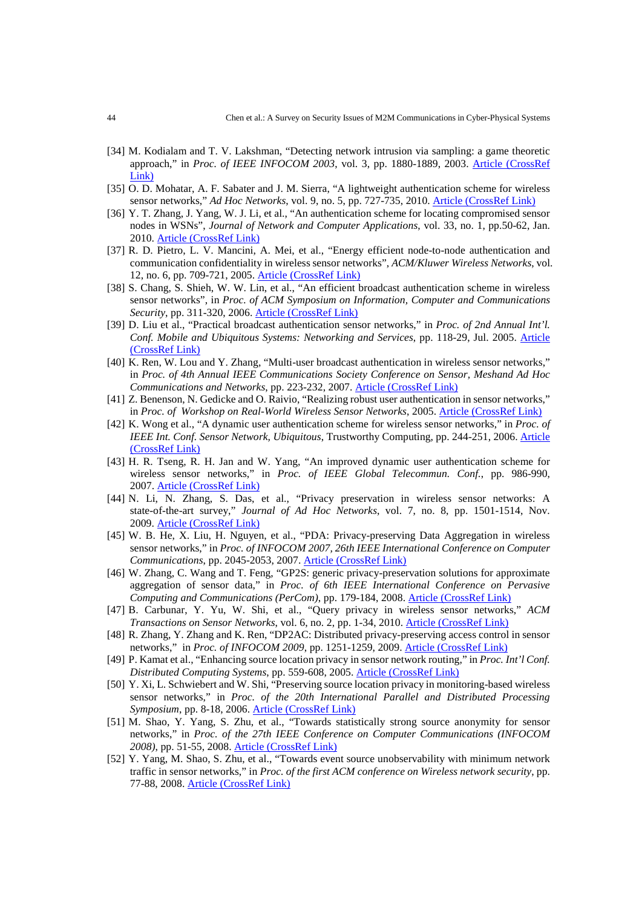[34] M. Kodialam and T. V. Lakshman, "Detecting network intrusion via sampling: a game theoretic approach," in *Proc. of IEEE INFOCOM 2003*, vol. 3, pp. 1880-1889, 2003. Article (CrossRef Link)

[35] O. D. Mohatar, A. F. Sabater and J. M. Sierra, "A lightweight authentication scheme for wireless sensor networks," *Ad Hoc Networks*, vol. 9, no. 5, pp. 727-735, 2010. Article (CrossRef Link)

[36] Y. T. Zhang, J. Yang, W. J. Li, et al., "An authentication scheme for locating compromised sensor nodes in WSNs", *Journal of Network and Computer Applications*, vol. 33, no. 1, pp.50-62, Jan. 2010. Article (CrossRef Link)

[37] R. D. Pietro, L. V. Mancini, A. Mei, et al., "Energy efficient node-to-node authentication and communication confidentiality in wireless sensor networks", *ACM/Kluwer Wireless Networks*, vol. 12, no. 6, pp. 709-721, 2005. Article (CrossRef Link)

[38] S. Chang, S. Shieh, W. W. Lin, et al., "An efficient broadcast authentication scheme in wireless sensor networks", in *Proc. of ACM Symposium on Information, Computer and Communications Security*, pp. 311-320, 2006. Article (CrossRef Link)

[39] D. Liu et al., "Practical broadcast authentication sensor networks," in *Proc. of 2nd Annual Int'l. Conf. Mobile and Ubiquitous Systems: Networking and Services*, pp. 118-29, Jul. 2005. Article (CrossRef Link)

[40] K. Ren, W. Lou and Y. Zhang, "Multi-user broadcast authentication in wireless sensor networks," in *Proc. of 4th Annual IEEE Communications Society Conference on Sensor, Meshand Ad Hoc Communications and Networks*, pp. 223-232, 2007. Article (CrossRef Link)

[41] Z. Benenson, N. Gedicke and O. Raivio, "Realizing robust user authentication in sensor networks," in *Proc. of Workshop on Real-World Wireless Sensor Networks*, 2005. Article (CrossRef Link)

[42] K. Wong et al., "A dynamic user authentication scheme for wireless sensor networks," in *Proc. of IEEE Int. Conf. Sensor Network, Ubiquitous*, Trustworthy Computing, pp. 244-251, 2006. Article (CrossRef Link)

[43] H. R. Tseng, R. H. Jan and W. Yang, "An improved dynamic user authentication scheme for wireless sensor networks," in *Proc. of IEEE Global Telecommun. Conf.*, pp. 986-990, 2007. Article (CrossRef Link)

[44] N. Li, N. Zhang, S. Das, et al., "Privacy preservation in wireless sensor networks: A state-of-the-art survey," *Journal of Ad Hoc Networks*, vol. 7, no. 8, pp. 1501-1514, Nov. 2009. Article (CrossRef Link)

[45] W. B. He, X. Liu, H. Nguyen, et al., "PDA: Privacy-preserving Data Aggregation in wireless sensor networks," in *Proc. of INFOCOM 2007, 26th IEEE International Conference on Computer Communications*, pp. 2045-2053, 2007. Article (CrossRef Link)

[46] W. Zhang, C. Wang and T. Feng, "GP2S: generic privacy-preservation solutions for approximate aggregation of sensor data," in *Proc. of 6th IEEE International Conference on Pervasive Computing and Communications (PerCom)*, pp. 179-184, 2008. Article (CrossRef Link)

[47] B. Carbunar, Y. Yu, W. Shi, et al., "Query privacy in wireless sensor networks," *ACM Transactions on Sensor Networks*, vol. 6, no. 2, pp. 1-34, 2010. Article (CrossRef Link)

[48] R. Zhang, Y. Zhang and K. Ren, "DP2AC: Distributed privacy-preserving access control in sensor networks," in *Proc. of INFOCOM 2009*, pp. 1251-1259, 2009. Article (CrossRef Link)

[49] P. Kamat et al., "Enhancing source location privacy in sensor network routing," in *Proc. Int'l Conf. Distributed Computing Systems*, pp. 559-608, 2005. Article (CrossRef Link)

[50] Y. Xi, L. Schwiebert and W. Shi, "Preserving source location privacy in monitoring-based wireless sensor networks," in *Proc. of the 20th International Parallel and Distributed Processing Symposium*, pp. 8-18, 2006. Article (CrossRef Link)

[51] M. Shao, Y. Yang, S. Zhu, et al., "Towards statistically strong source anonymity for sensor networks," in *Proc. of the 27th IEEE Conference on Computer Communications (INFOCOM 2008)*, pp. 51-55, 2008. Article (CrossRef Link)

[52] Y. Yang, M. Shao, S. Zhu, et al., "Towards event source unobservability with minimum network traffic in sensor networks," in *Proc. of the first ACM conference on Wireless network security*, pp. 77-88, 2008. Article (CrossRef Link)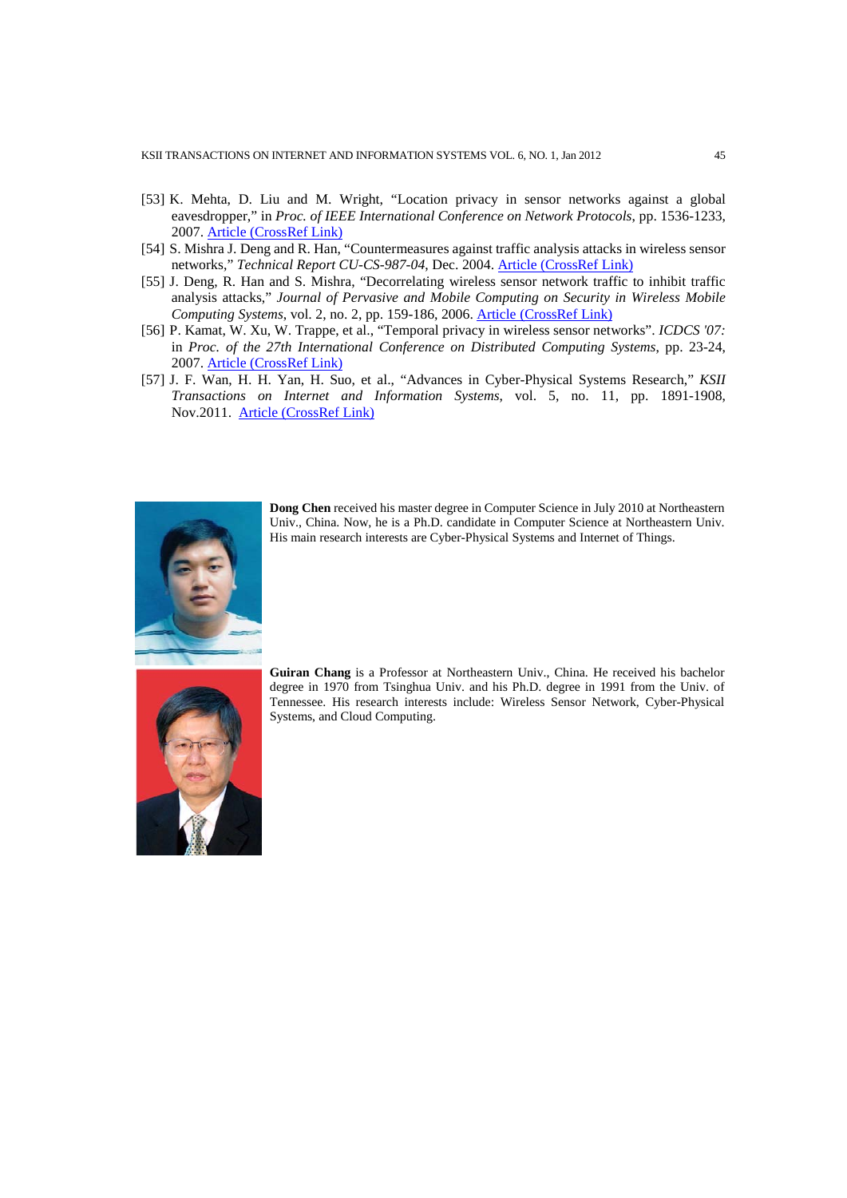[53] K. Mehta, D. Liu and M. Wright, "Location privacy in sensor networks against a global eavesdropper," in *Proc. of IEEE International Conference on Network Protocols*, pp. 1536-1233, 2007. Article (CrossRef Link)

[54] S. Mishra J. Deng and R. Han, "Countermeasures against traffic analysis attacks in wireless sensor networks," *Technical Report CU-CS-987-04*, Dec. 2004. Article (CrossRef Link)

[55] J. Deng, R. Han and S. Mishra, "Decorrelating wireless sensor network traffic to inhibit traffic analysis attacks," *Journal of Pervasive and Mobile Computing on Security in Wireless Mobile Computing Systems*, vol. 2, no. 2, pp. 159-186, 2006. Article (CrossRef Link)

[56] P. Kamat, W. Xu, W. Trappe, et al., "Temporal privacy in wireless sensor networks". *ICDCS '07:* in *Proc. of the 27th International Conference on Distributed Computing Systems*, pp. 23-24, 2007. Article (CrossRef Link)

[57] J. F. Wan, H. H. Yan, H. Suo, et al., "Advances in Cyber-Physical Systems Research," *KSII Transactions on Internet and Information Systems*, vol. 5, no. 11, pp. 1891-1908, Nov.2011. Article (CrossRef Link)

**Dong Chen** received his master degree in Computer Science in July 2010 at Northeastern Univ., China. Now, he is a Ph.D. candidate in Computer Science at Northeastern Univ. His main research interests are Cyber-Physical Systems and Internet of Things.

**Guiran Chang** is a Professor at Northeastern Univ., China. He received his bachelor degree in 1970 from Tsinghua Univ. and his Ph.D. degree in 1991 from the Univ. of Tennessee. His research interests include: Wireless Sensor Network, Cyber-Physical Systems, and Cloud Computing.